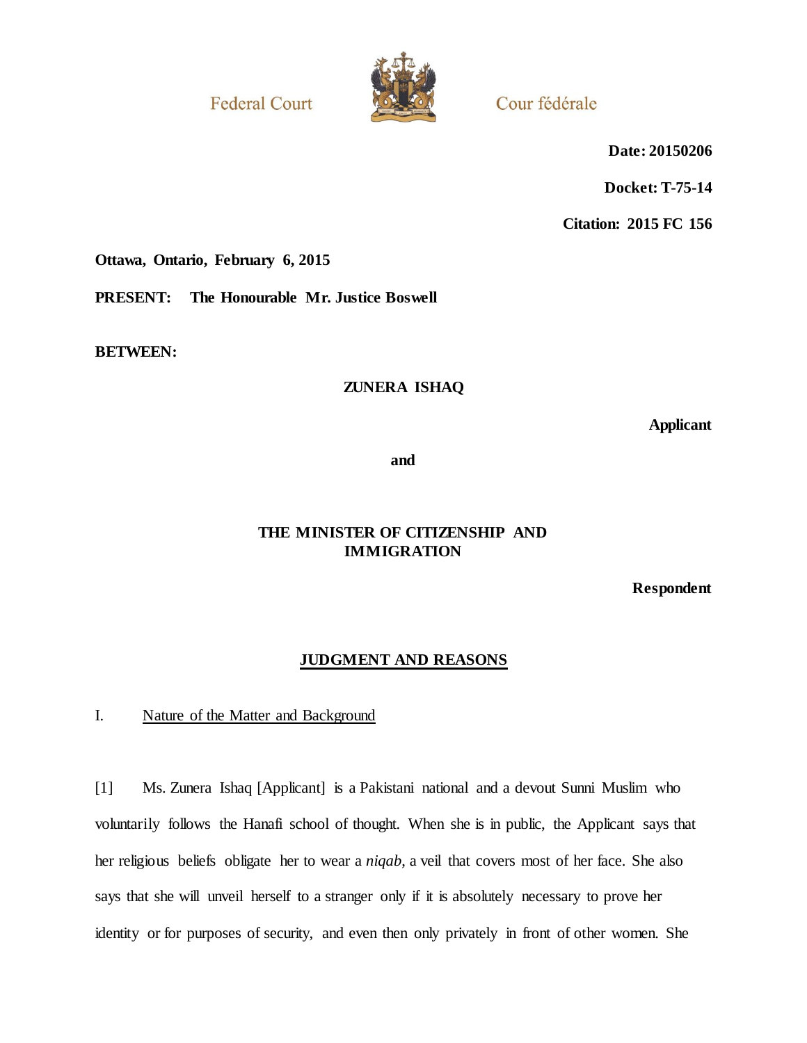Federal Court | Cour fédérale

**Date: 20150206**

**Docket: T-75-14**

**Citation: 2015 FC 156**

**Ottawa, Ontario, February 6, 2015**

**PRESENT: The Honourable Mr. Justice Boswell**

**BETWEEN:**

**ZUNERA ISHAQ**

**Applicant**

**and**

**THE MINISTER OF CITIZENSHIP AND IMMIGRATION**

**Respondent**

## JUDGMENT AND REASONS

### I. Nature of the Matter and Background

[1] Ms. Zunera Ishaq [Applicant] is a Pakistani national and a devout Sunni Muslim who voluntarily follows the Hanafi school of thought. When she is in public, the Applicant says that her religious beliefs obligate her to wear a *niqab*, a veil that covers most of her face. She also says that she will unveil herself to a stranger only if it is absolutely necessary to prove her identity or for purposes of security, and even then only privately in front of other women. She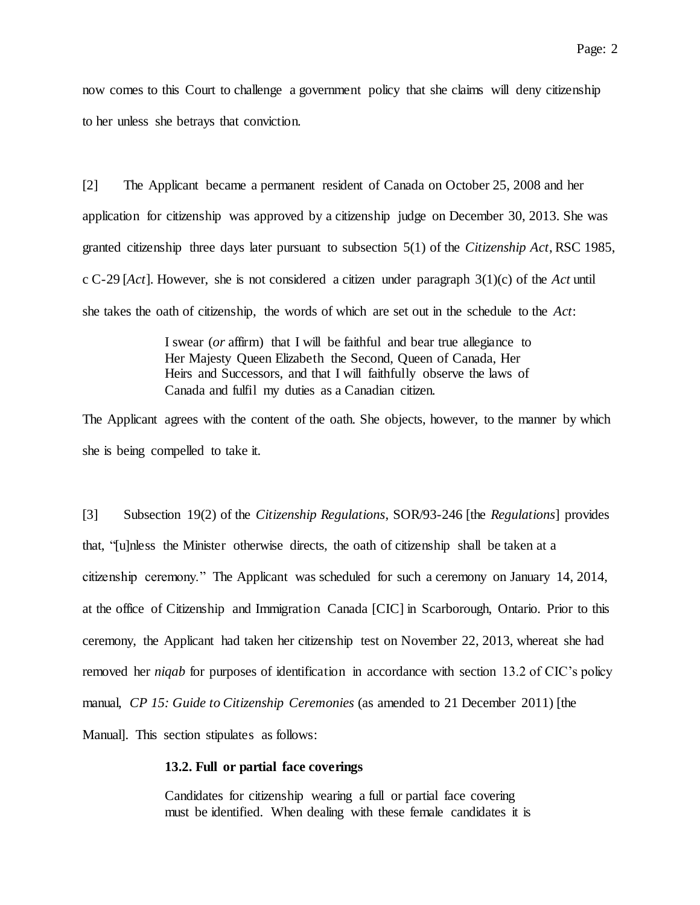now comes to this Court to challenge a government policy that she claims will deny citizenship to her unless she betrays that conviction.

[2] The Applicant became a permanent resident of Canada on October 25, 2008 and her application for citizenship was approved by a citizenship judge on December 30, 2013. She was granted citizenship three days later pursuant to subsection 5(1) of the *Citizenship Act*, RSC 1985, c C-29 [*Act*]. However, she is not considered a citizen under paragraph 3(1)(c) of the *Act* until she takes the oath of citizenship, the words of which are set out in the schedule to the *Act*:

> I swear (*or* affirm) that I will be faithful and bear true allegiance to Her Majesty Queen Elizabeth the Second, Queen of Canada, Her Heirs and Successors, and that I will faithfully observe the laws of Canada and fulfil my duties as a Canadian citizen.

The Applicant agrees with the content of the oath. She objects, however, to the manner by which she is being compelled to take it.

[3] Subsection 19(2) of the *Citizenship Regulations*, SOR/93-246 [the *Regulations*] provides that, "[u]nless the Minister otherwise directs, the oath of citizenship shall be taken at a citizenship ceremony." The Applicant was scheduled for such a ceremony on January 14, 2014, at the office of Citizenship and Immigration Canada [CIC] in Scarborough, Ontario. Prior to this ceremony, the Applicant had taken her citizenship test on November 22, 2013, whereat she had removed her *niqab* for purposes of identification in accordance with section 13.2 of CIC's policy manual, *CP 15: Guide to Citizenship Ceremonies* (as amended to 21 December 2011) [the Manual]. This section stipulates as follows:

> **13.2. Full or partial face coverings**
>
> Candidates for citizenship wearing a full or partial face covering must be identified. When dealing with these female candidates it is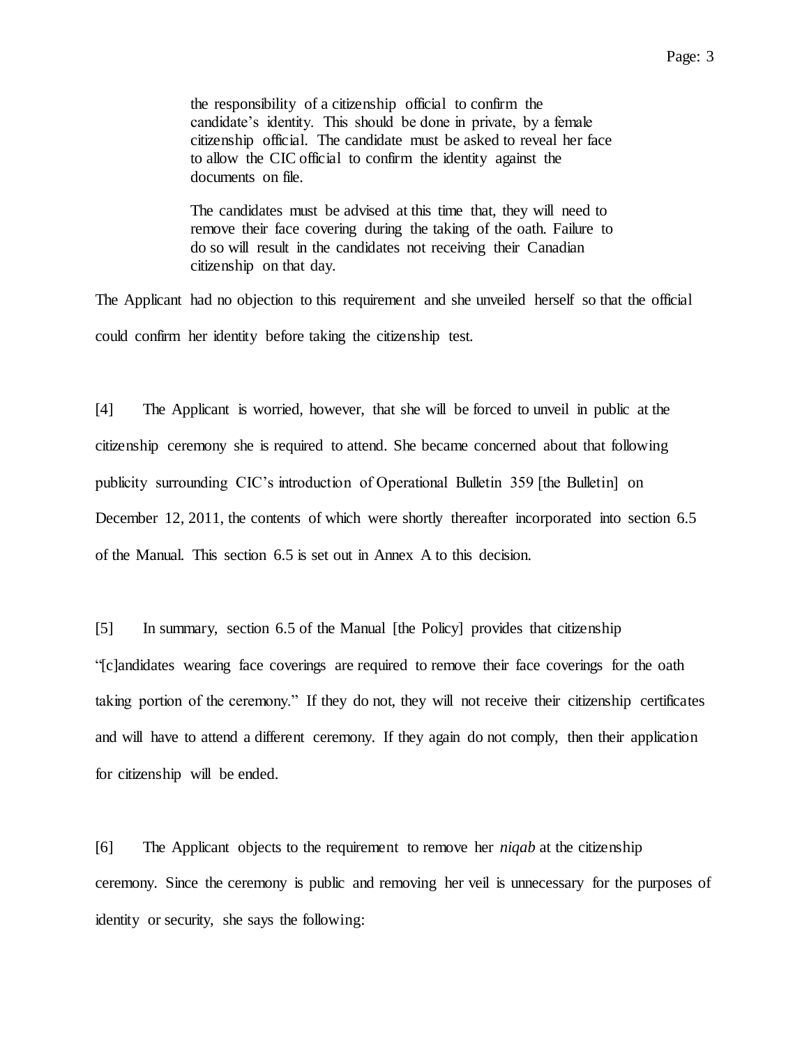> the responsibility of a citizenship official to confirm the candidate's identity. This should be done in private, by a female citizenship official. The candidate must be asked to reveal her face to allow the CIC official to confirm the identity against the documents on file.
>
> The candidates must be advised at this time that, they will need to remove their face covering during the taking of the oath. Failure to do so will result in the candidates not receiving their Canadian citizenship on that day.

The Applicant had no objection to this requirement and she unveiled herself so that the official could confirm her identity before taking the citizenship test.

[4] The Applicant is worried, however, that she will be forced to unveil in public at the citizenship ceremony she is required to attend. She became concerned about that following publicity surrounding CIC's introduction of Operational Bulletin 359 [the Bulletin] on December 12, 2011, the contents of which were shortly thereafter incorporated into section 6.5 of the Manual. This section 6.5 is set out in Annex A to this decision.

[5] In summary, section 6.5 of the Manual [the Policy] provides that citizenship "[c]andidates wearing face coverings are required to remove their face coverings for the oath taking portion of the ceremony." If they do not, they will not receive their citizenship certificates and will have to attend a different ceremony. If they again do not comply, then their application for citizenship will be ended.

[6] The Applicant objects to the requirement to remove her *niqab* at the citizenship ceremony. Since the ceremony is public and removing her veil is unnecessary for the purposes of identity or security, she says the following: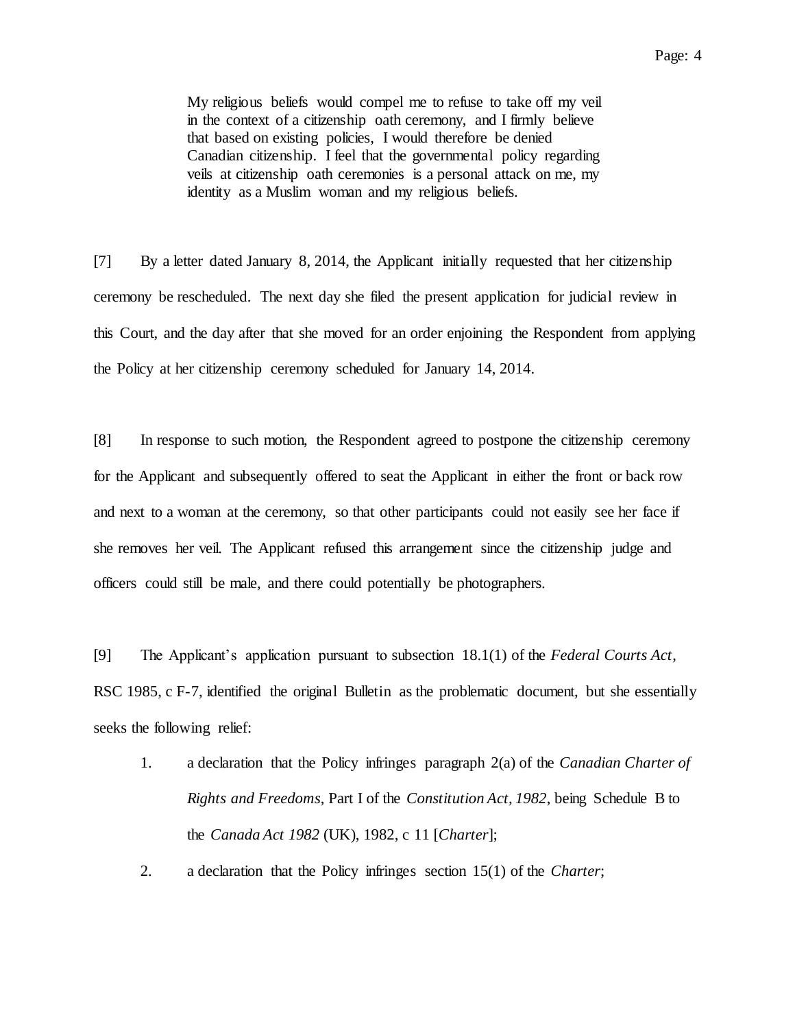> My religious beliefs would compel me to refuse to take off my veil in the context of a citizenship oath ceremony, and I firmly believe that based on existing policies, I would therefore be denied Canadian citizenship. I feel that the governmental policy regarding veils at citizenship oath ceremonies is a personal attack on me, my identity as a Muslim woman and my religious beliefs.

[7] By a letter dated January 8, 2014, the Applicant initially requested that her citizenship ceremony be rescheduled. The next day she filed the present application for judicial review in this Court, and the day after that she moved for an order enjoining the Respondent from applying the Policy at her citizenship ceremony scheduled for January 14, 2014.

[8] In response to such motion, the Respondent agreed to postpone the citizenship ceremony for the Applicant and subsequently offered to seat the Applicant in either the front or back row and next to a woman at the ceremony, so that other participants could not easily see her face if she removes her veil. The Applicant refused this arrangement since the citizenship judge and officers could still be male, and there could potentially be photographers.

[9] The Applicant's application pursuant to subsection 18.1(1) of the *Federal Courts Act*, RSC 1985, c F-7, identified the original Bulletin as the problematic document, but she essentially seeks the following relief:

1. a declaration that the Policy infringes paragraph 2(a) of the *Canadian Charter of Rights and Freedoms*, Part I of the *Constitution Act, 1982*, being Schedule B to the *Canada Act 1982* (UK), 1982, c 11 [*Charter*];
2. a declaration that the Policy infringes section 15(1) of the *Charter*;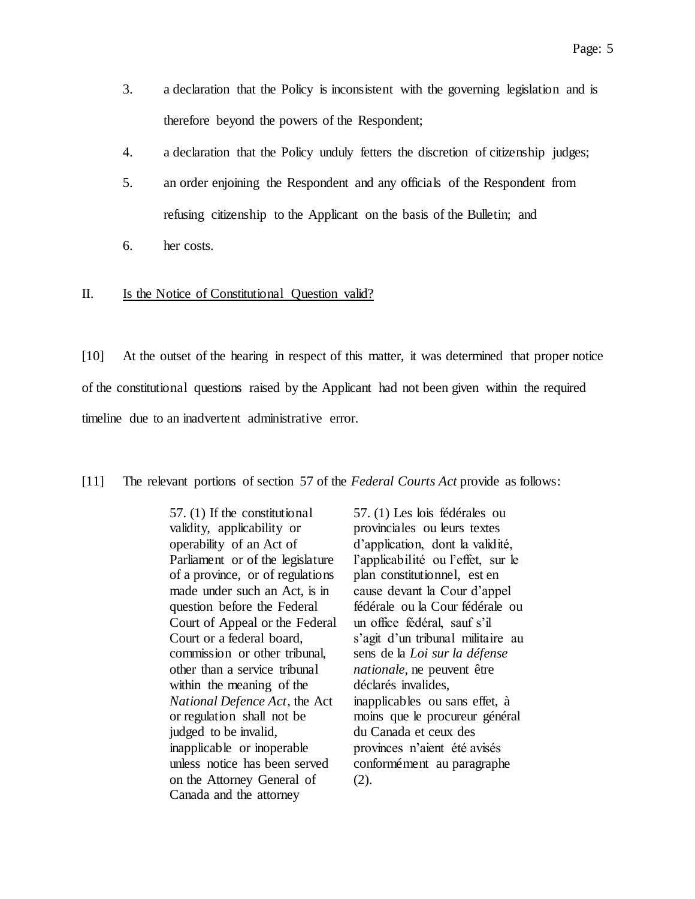3. a declaration that the Policy is inconsistent with the governing legislation and is therefore beyond the powers of the Respondent;

4. a declaration that the Policy unduly fetters the discretion of citizenship judges;

5. an order enjoining the Respondent and any officials of the Respondent from refusing citizenship to the Applicant on the basis of the Bulletin; and

6. her costs.

## II. Is the Notice of Constitutional Question valid?

[10] At the outset of the hearing in respect of this matter, it was determined that proper notice of the constitutional questions raised by the Applicant had not been given within the required timeline due to an inadvertent administrative error.

[11] The relevant portions of section 57 of the *Federal Courts Act* provide as follows:

| | |
|---|---|
| 57. (1) If the constitutional validity, applicability or operability of an Act of Parliament or of the legislature of a province, or of regulations made under such an Act, is in question before the Federal Court of Appeal or the Federal Court or a federal board, commission or other tribunal, other than a service tribunal within the meaning of the *National Defence Act*, the Act or regulation shall not be judged to be invalid, inapplicable or inoperable unless notice has been served on the Attorney General of Canada and the attorney | 57. (1) Les lois fédérales ou provinciales ou leurs textes d'application, dont la validité, l'applicabilité ou l'effet, sur le plan constitutionnel, est en cause devant la Cour d'appel fédérale ou la Cour fédérale ou un office fédéral, sauf s'il s'agit d'un tribunal militaire au sens de la *Loi sur la défense nationale*, ne peuvent être déclarés invalides, inapplicables ou sans effet, à moins que le procureur général du Canada et ceux des provinces n'aient été avisés conformément au paragraphe (2). |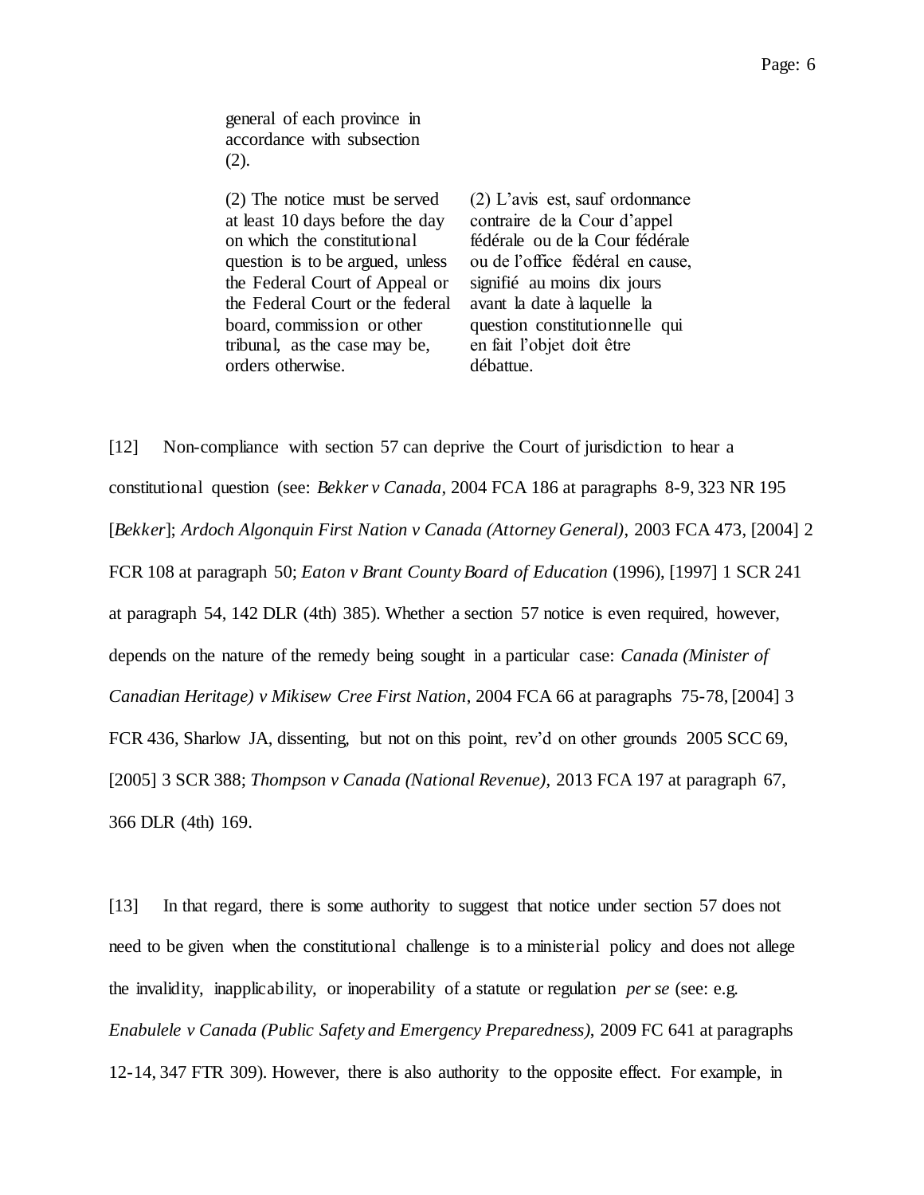general of each province in accordance with subsection (2).

| | |
|---|---|
| (2) The notice must be served at least 10 days before the day on which the constitutional question is to be argued, unless the Federal Court of Appeal or the Federal Court or the federal board, commission or other tribunal, as the case may be, orders otherwise. | (2) L'avis est, sauf ordonnance contraire de la Cour d'appel fédérale ou de la Cour fédérale ou de l'office fédéral en cause, signifié au moins dix jours avant la date à laquelle la question constitutionnelle qui en fait l'objet doit être débattue. |

[12] Non-compliance with section 57 can deprive the Court of jurisdiction to hear a constitutional question (see: *Bekker v Canada*, 2004 FCA 186 at paragraphs 8-9, 323 NR 195 [*Bekker*]; *Ardoch Algonquin First Nation v Canada (Attorney General)*, 2003 FCA 473, [2004] 2 FCR 108 at paragraph 50; *Eaton v Brant County Board of Education* (1996), [1997] 1 SCR 241 at paragraph 54, 142 DLR (4th) 385). Whether a section 57 notice is even required, however, depends on the nature of the remedy being sought in a particular case: *Canada (Minister of Canadian Heritage) v Mikisew Cree First Nation*, 2004 FCA 66 at paragraphs 75-78, [2004] 3 FCR 436, Sharlow JA, dissenting, but not on this point, rev'd on other grounds 2005 SCC 69, [2005] 3 SCR 388; *Thompson v Canada (National Revenue)*, 2013 FCA 197 at paragraph 67, 366 DLR (4th) 169.

[13] In that regard, there is some authority to suggest that notice under section 57 does not need to be given when the constitutional challenge is to a ministerial policy and does not allege the invalidity, inapplicability, or inoperability of a statute or regulation *per se* (see: e.g. *Enabulele v Canada (Public Safety and Emergency Preparedness)*, 2009 FC 641 at paragraphs 12-14, 347 FTR 309). However, there is also authority to the opposite effect. For example, in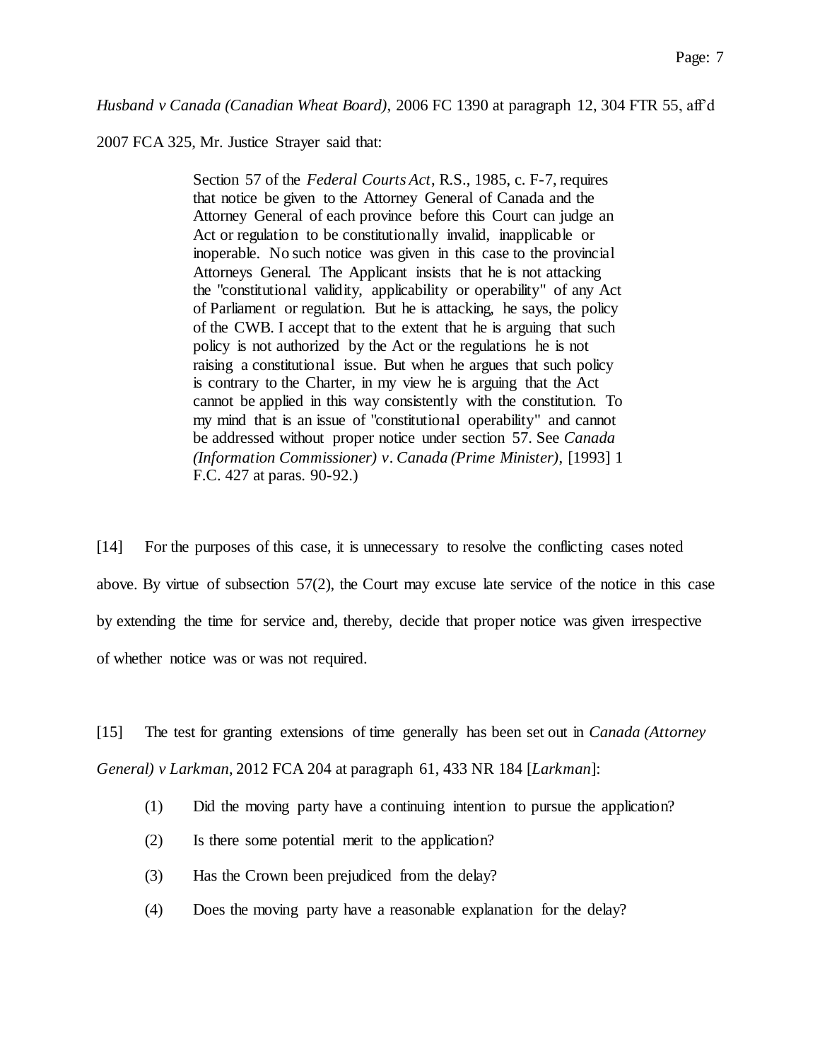*Husband v Canada (Canadian Wheat Board)*, 2006 FC 1390 at paragraph 12, 304 FTR 55, aff'd 2007 FCA 325, Mr. Justice Strayer said that:

> Section 57 of the *Federal Courts Act*, R.S., 1985, c. F-7, requires that notice be given to the Attorney General of Canada and the Attorney General of each province before this Court can judge an Act or regulation to be constitutionally invalid, inapplicable or inoperable. No such notice was given in this case to the provincial Attorneys General. The Applicant insists that he is not attacking the "constitutional validity, applicability or operability" of any Act of Parliament or regulation. But he is attacking, he says, the policy of the CWB. I accept that to the extent that he is arguing that such policy is not authorized by the Act or the regulations he is not raising a constitutional issue. But when he argues that such policy is contrary to the Charter, in my view he is arguing that the Act cannot be applied in this way consistently with the constitution. To my mind that is an issue of "constitutional operability" and cannot be addressed without proper notice under section 57. See *Canada (Information Commissioner) v. Canada (Prime Minister)*, [1993] 1 F.C. 427 at paras. 90-92.)

[14] For the purposes of this case, it is unnecessary to resolve the conflicting cases noted above. By virtue of subsection 57(2), the Court may excuse late service of the notice in this case by extending the time for service and, thereby, decide that proper notice was given irrespective of whether notice was or was not required.

[15] The test for granting extensions of time generally has been set out in *Canada (Attorney General) v Larkman*, 2012 FCA 204 at paragraph 61, 433 NR 184 [*Larkman*]:

> (1) Did the moving party have a continuing intention to pursue the application?
>
> (2) Is there some potential merit to the application?
>
> (3) Has the Crown been prejudiced from the delay?
>
> (4) Does the moving party have a reasonable explanation for the delay?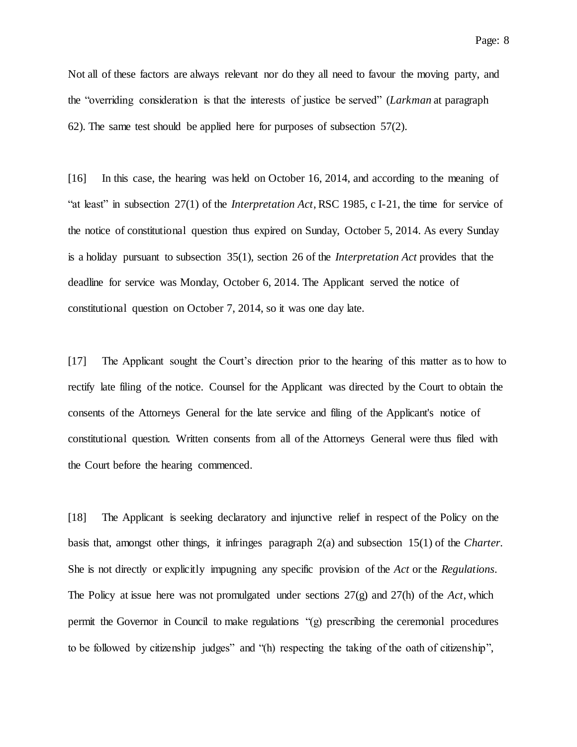Not all of these factors are always relevant nor do they all need to favour the moving party, and the "overriding consideration is that the interests of justice be served" (*Larkman* at paragraph 62). The same test should be applied here for purposes of subsection 57(2).

[16] In this case, the hearing was held on October 16, 2014, and according to the meaning of "at least" in subsection 27(1) of the *Interpretation Act*, RSC 1985, c I-21, the time for service of the notice of constitutional question thus expired on Sunday, October 5, 2014. As every Sunday is a holiday pursuant to subsection 35(1), section 26 of the *Interpretation Act* provides that the deadline for service was Monday, October 6, 2014. The Applicant served the notice of constitutional question on October 7, 2014, so it was one day late.

[17] The Applicant sought the Court's direction prior to the hearing of this matter as to how to rectify late filing of the notice. Counsel for the Applicant was directed by the Court to obtain the consents of the Attorneys General for the late service and filing of the Applicant's notice of constitutional question. Written consents from all of the Attorneys General were thus filed with the Court before the hearing commenced.

[18] The Applicant is seeking declaratory and injunctive relief in respect of the Policy on the basis that, amongst other things, it infringes paragraph 2(a) and subsection 15(1) of the *Charter*. She is not directly or explicitly impugning any specific provision of the *Act* or the *Regulations*. The Policy at issue here was not promulgated under sections 27(g) and 27(h) of the *Act*, which permit the Governor in Council to make regulations "(g) prescribing the ceremonial procedures to be followed by citizenship judges" and "(h) respecting the taking of the oath of citizenship",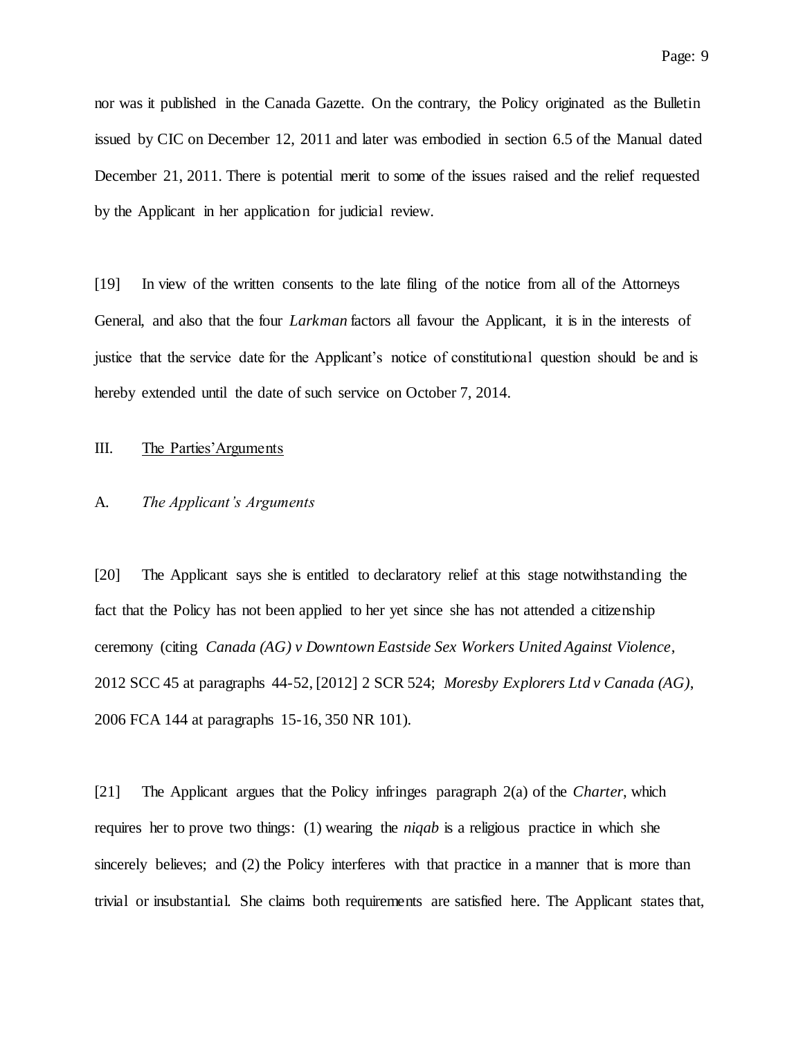nor was it published in the Canada Gazette. On the contrary, the Policy originated as the Bulletin issued by CIC on December 12, 2011 and later was embodied in section 6.5 of the Manual dated December 21, 2011. There is potential merit to some of the issues raised and the relief requested by the Applicant in her application for judicial review.

[19] In view of the written consents to the late filing of the notice from all of the Attorneys General, and also that the four *Larkman* factors all favour the Applicant, it is in the interests of justice that the service date for the Applicant's notice of constitutional question should be and is hereby extended until the date of such service on October 7, 2014.

## III. The Parties' Arguments

### A. *The Applicant's Arguments*

[20] The Applicant says she is entitled to declaratory relief at this stage notwithstanding the fact that the Policy has not been applied to her yet since she has not attended a citizenship ceremony (citing *Canada (AG) v Downtown Eastside Sex Workers United Against Violence*, 2012 SCC 45 at paragraphs 44-52, [2012] 2 SCR 524; *Moresby Explorers Ltd v Canada (AG)*, 2006 FCA 144 at paragraphs 15-16, 350 NR 101).

[21] The Applicant argues that the Policy infringes paragraph 2(a) of the *Charter*, which requires her to prove two things: (1) wearing the *niqab* is a religious practice in which she sincerely believes; and (2) the Policy interferes with that practice in a manner that is more than trivial or insubstantial. She claims both requirements are satisfied here. The Applicant states that,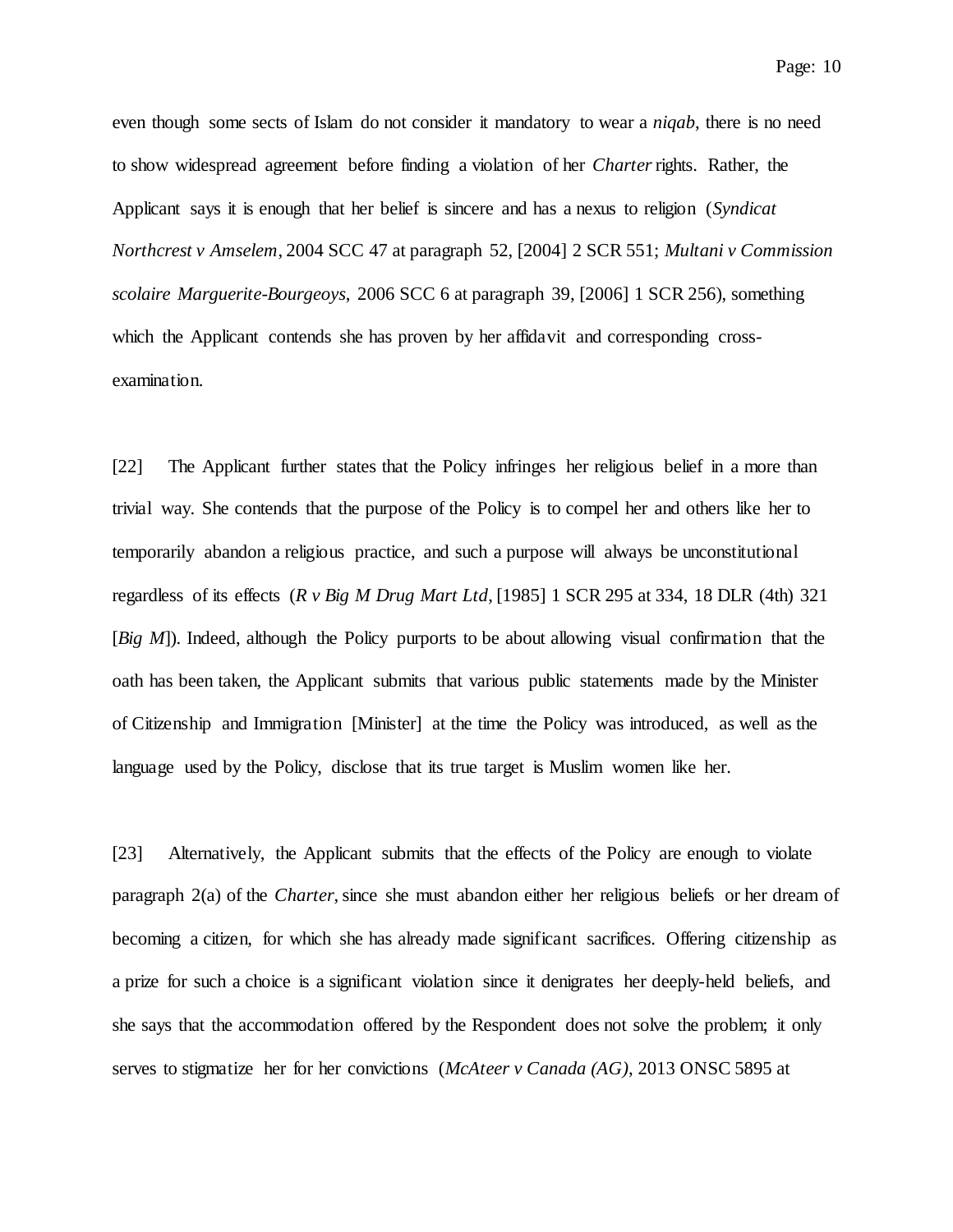even though some sects of Islam do not consider it mandatory to wear a *niqab*, there is no need to show widespread agreement before finding a violation of her *Charter* rights. Rather, the Applicant says it is enough that her belief is sincere and has a nexus to religion (*Syndicat Northcrest v Amselem*, 2004 SCC 47 at paragraph 52, [2004] 2 SCR 551; *Multani v Commission scolaire Marguerite-Bourgeoys*, 2006 SCC 6 at paragraph 39, [2006] 1 SCR 256), something which the Applicant contends she has proven by her affidavit and corresponding cross-examination.

[22] The Applicant further states that the Policy infringes her religious belief in a more than trivial way. She contends that the purpose of the Policy is to compel her and others like her to temporarily abandon a religious practice, and such a purpose will always be unconstitutional regardless of its effects (*R v Big M Drug Mart Ltd*, [1985] 1 SCR 295 at 334, 18 DLR (4th) 321 [*Big M*]). Indeed, although the Policy purports to be about allowing visual confirmation that the oath has been taken, the Applicant submits that various public statements made by the Minister of Citizenship and Immigration [Minister] at the time the Policy was introduced, as well as the language used by the Policy, disclose that its true target is Muslim women like her.

[23] Alternatively, the Applicant submits that the effects of the Policy are enough to violate paragraph 2(a) of the *Charter*, since she must abandon either her religious beliefs or her dream of becoming a citizen, for which she has already made significant sacrifices. Offering citizenship as a prize for such a choice is a significant violation since it denigrates her deeply-held beliefs, and she says that the accommodation offered by the Respondent does not solve the problem; it only serves to stigmatize her for her convictions (*McAteer v Canada (AG)*, 2013 ONSC 5895 at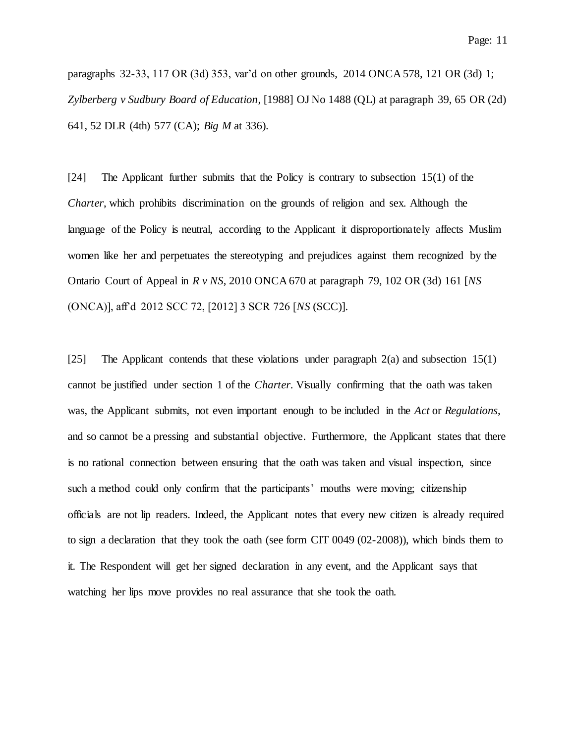paragraphs 32-33, 117 OR (3d) 353, var'd on other grounds, 2014 ONCA 578, 121 OR (3d) 1; *Zylberberg v Sudbury Board of Education*, [1988] OJ No 1488 (QL) at paragraph 39, 65 OR (2d) 641, 52 DLR (4th) 577 (CA); *Big M* at 336).

[24] The Applicant further submits that the Policy is contrary to subsection 15(1) of the *Charter*, which prohibits discrimination on the grounds of religion and sex. Although the language of the Policy is neutral, according to the Applicant it disproportionately affects Muslim women like her and perpetuates the stereotyping and prejudices against them recognized by the Ontario Court of Appeal in *R v NS*, 2010 ONCA 670 at paragraph 79, 102 OR (3d) 161 [*NS* (ONCA)], aff'd 2012 SCC 72, [2012] 3 SCR 726 [*NS* (SCC)].

[25] The Applicant contends that these violations under paragraph 2(a) and subsection 15(1) cannot be justified under section 1 of the *Charter*. Visually confirming that the oath was taken was, the Applicant submits, not even important enough to be included in the *Act* or *Regulations*, and so cannot be a pressing and substantial objective. Furthermore, the Applicant states that there is no rational connection between ensuring that the oath was taken and visual inspection, since such a method could only confirm that the participants' mouths were moving; citizenship officials are not lip readers. Indeed, the Applicant notes that every new citizen is already required to sign a declaration that they took the oath (see form CIT 0049 (02-2008)), which binds them to it. The Respondent will get her signed declaration in any event, and the Applicant says that watching her lips move provides no real assurance that she took the oath.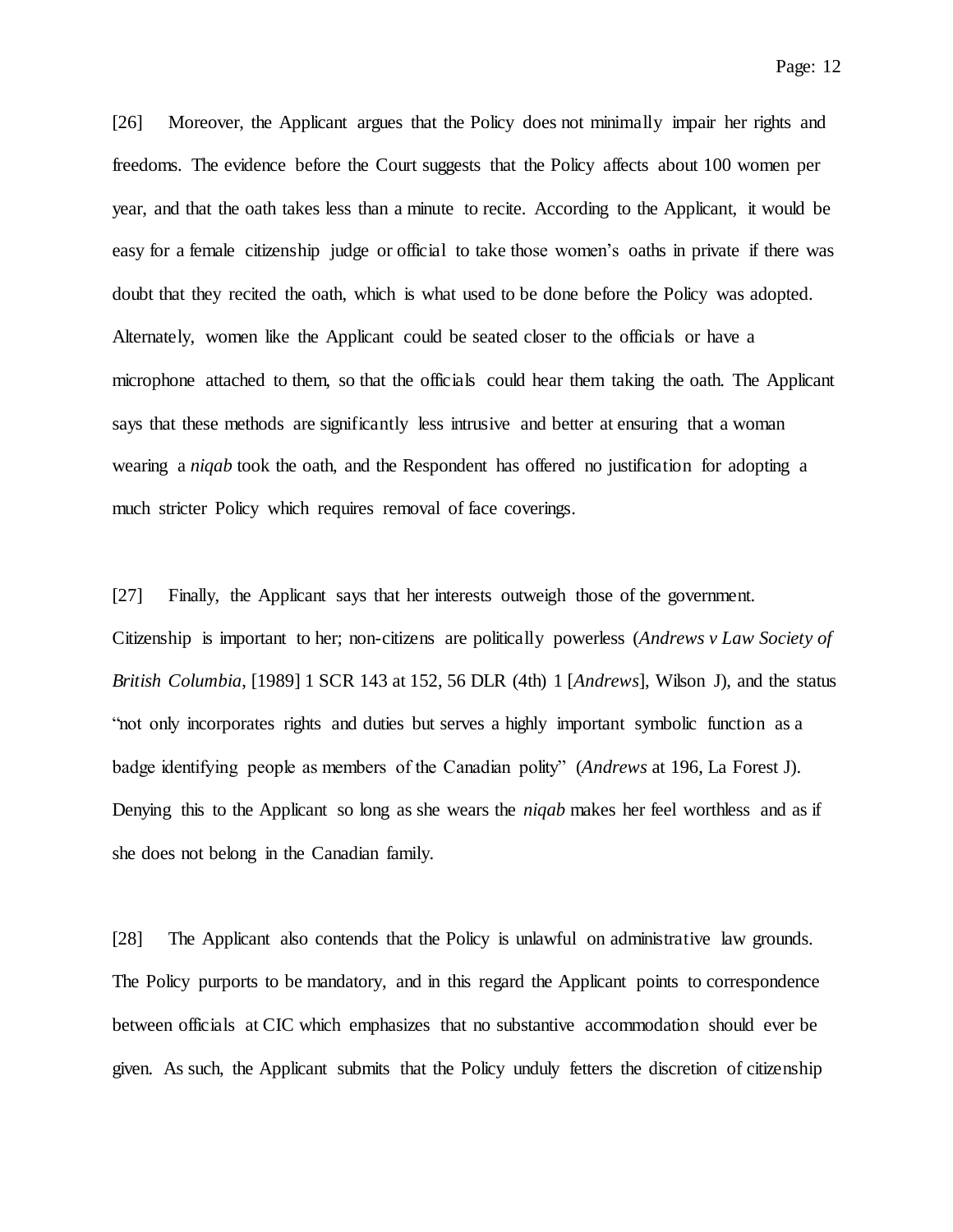[26] Moreover, the Applicant argues that the Policy does not minimally impair her rights and freedoms. The evidence before the Court suggests that the Policy affects about 100 women per year, and that the oath takes less than a minute to recite. According to the Applicant, it would be easy for a female citizenship judge or official to take those women's oaths in private if there was doubt that they recited the oath, which is what used to be done before the Policy was adopted. Alternately, women like the Applicant could be seated closer to the officials or have a microphone attached to them, so that the officials could hear them taking the oath. The Applicant says that these methods are significantly less intrusive and better at ensuring that a woman wearing a *niqab* took the oath, and the Respondent has offered no justification for adopting a much stricter Policy which requires removal of face coverings.

[27] Finally, the Applicant says that her interests outweigh those of the government. Citizenship is important to her; non-citizens are politically powerless (*Andrews v Law Society of British Columbia*, [1989] 1 SCR 143 at 152, 56 DLR (4th) 1 [*Andrews*], Wilson J), and the status "not only incorporates rights and duties but serves a highly important symbolic function as a badge identifying people as members of the Canadian polity" (*Andrews* at 196, La Forest J). Denying this to the Applicant so long as she wears the *niqab* makes her feel worthless and as if she does not belong in the Canadian family.

[28] The Applicant also contends that the Policy is unlawful on administrative law grounds. The Policy purports to be mandatory, and in this regard the Applicant points to correspondence between officials at CIC which emphasizes that no substantive accommodation should ever be given. As such, the Applicant submits that the Policy unduly fetters the discretion of citizenship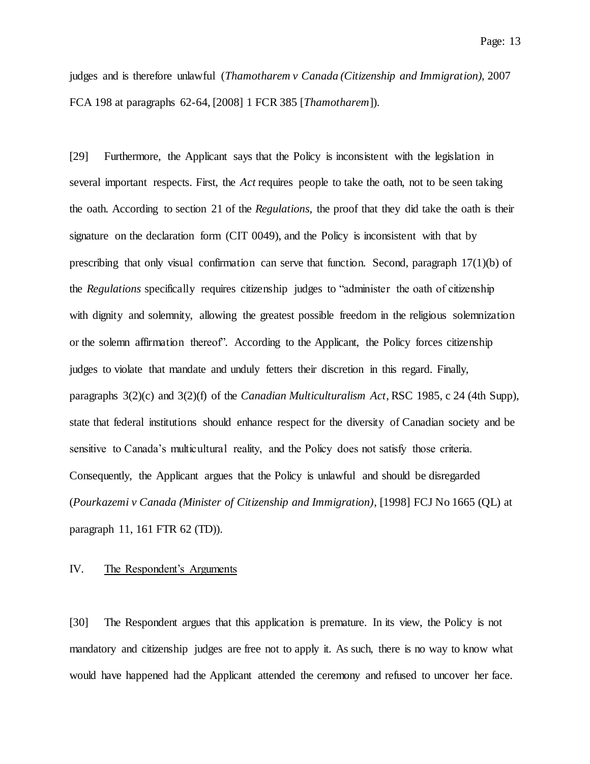judges and is therefore unlawful (*Thamotharem v Canada (Citizenship and Immigration)*, 2007 FCA 198 at paragraphs 62-64, [2008] 1 FCR 385 [*Thamotharem*]).

[29] Furthermore, the Applicant says that the Policy is inconsistent with the legislation in several important respects. First, the *Act* requires people to take the oath, not to be seen taking the oath. According to section 21 of the *Regulations*, the proof that they did take the oath is their signature on the declaration form (CIT 0049), and the Policy is inconsistent with that by prescribing that only visual confirmation can serve that function. Second, paragraph 17(1)(b) of the *Regulations* specifically requires citizenship judges to "administer the oath of citizenship with dignity and solemnity, allowing the greatest possible freedom in the religious solemnization or the solemn affirmation thereof". According to the Applicant, the Policy forces citizenship judges to violate that mandate and unduly fetters their discretion in this regard. Finally, paragraphs 3(2)(c) and 3(2)(f) of the *Canadian Multiculturalism Act*, RSC 1985, c 24 (4th Supp), state that federal institutions should enhance respect for the diversity of Canadian society and be sensitive to Canada's multicultural reality, and the Policy does not satisfy those criteria. Consequently, the Applicant argues that the Policy is unlawful and should be disregarded (*Pourkazemi v Canada (Minister of Citizenship and Immigration)*, [1998] FCJ No 1665 (QL) at paragraph 11, 161 FTR 62 (TD)).

## IV. The Respondent's Arguments

[30] The Respondent argues that this application is premature. In its view, the Policy is not mandatory and citizenship judges are free not to apply it. As such, there is no way to know what would have happened had the Applicant attended the ceremony and refused to uncover her face.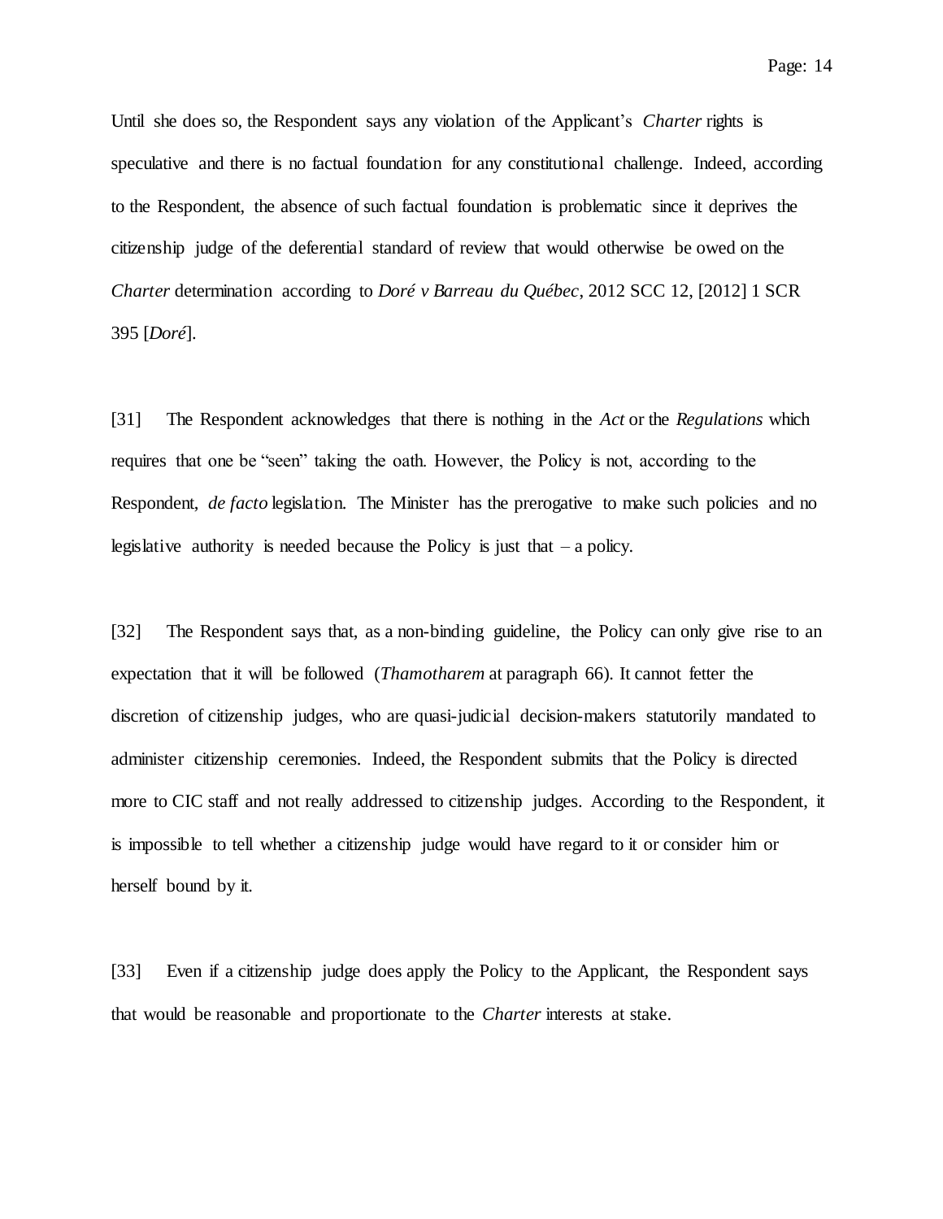Until she does so, the Respondent says any violation of the Applicant's *Charter* rights is speculative and there is no factual foundation for any constitutional challenge. Indeed, according to the Respondent, the absence of such factual foundation is problematic since it deprives the citizenship judge of the deferential standard of review that would otherwise be owed on the *Charter* determination according to *Doré v Barreau du Québec*, 2012 SCC 12, [2012] 1 SCR 395 [*Doré*].

[31] The Respondent acknowledges that there is nothing in the *Act* or the *Regulations* which requires that one be "seen" taking the oath. However, the Policy is not, according to the Respondent, *de facto* legislation. The Minister has the prerogative to make such policies and no legislative authority is needed because the Policy is just that – a policy.

[32] The Respondent says that, as a non-binding guideline, the Policy can only give rise to an expectation that it will be followed (*Thamotharem* at paragraph 66). It cannot fetter the discretion of citizenship judges, who are quasi-judicial decision-makers statutorily mandated to administer citizenship ceremonies. Indeed, the Respondent submits that the Policy is directed more to CIC staff and not really addressed to citizenship judges. According to the Respondent, it is impossible to tell whether a citizenship judge would have regard to it or consider him or herself bound by it.

[33] Even if a citizenship judge does apply the Policy to the Applicant, the Respondent says that would be reasonable and proportionate to the *Charter* interests at stake.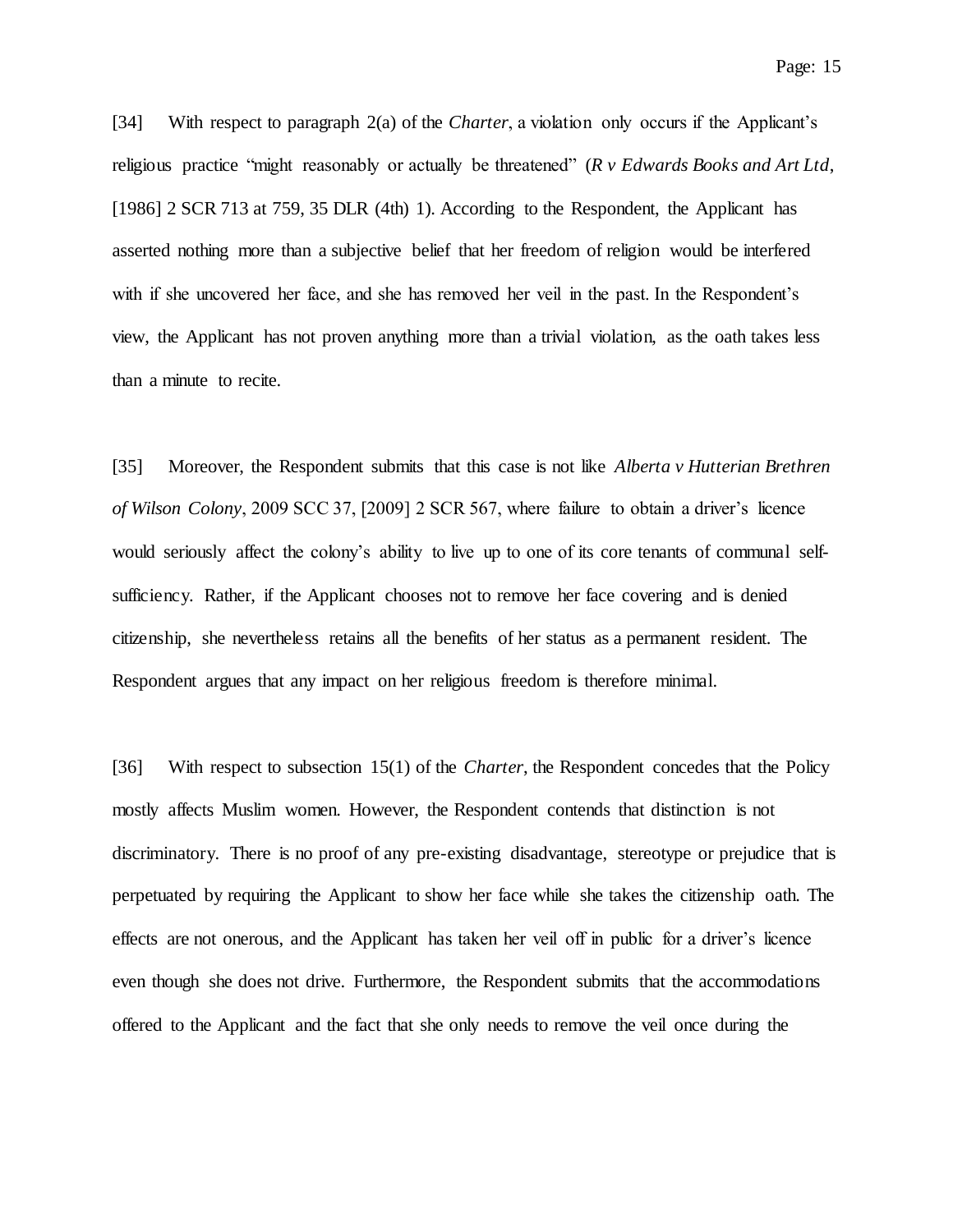[34] With respect to paragraph 2(a) of the *Charter*, a violation only occurs if the Applicant's religious practice "might reasonably or actually be threatened" (*R v Edwards Books and Art Ltd*, [1986] 2 SCR 713 at 759, 35 DLR (4th) 1). According to the Respondent, the Applicant has asserted nothing more than a subjective belief that her freedom of religion would be interfered with if she uncovered her face, and she has removed her veil in the past. In the Respondent's view, the Applicant has not proven anything more than a trivial violation, as the oath takes less than a minute to recite.

[35] Moreover, the Respondent submits that this case is not like *Alberta v Hutterian Brethren of Wilson Colony*, 2009 SCC 37, [2009] 2 SCR 567, where failure to obtain a driver's licence would seriously affect the colony's ability to live up to one of its core tenants of communal self-sufficiency. Rather, if the Applicant chooses not to remove her face covering and is denied citizenship, she nevertheless retains all the benefits of her status as a permanent resident. The Respondent argues that any impact on her religious freedom is therefore minimal.

[36] With respect to subsection 15(1) of the *Charter*, the Respondent concedes that the Policy mostly affects Muslim women. However, the Respondent contends that distinction is not discriminatory. There is no proof of any pre-existing disadvantage, stereotype or prejudice that is perpetuated by requiring the Applicant to show her face while she takes the citizenship oath. The effects are not onerous, and the Applicant has taken her veil off in public for a driver's licence even though she does not drive. Furthermore, the Respondent submits that the accommodations offered to the Applicant and the fact that she only needs to remove the veil once during the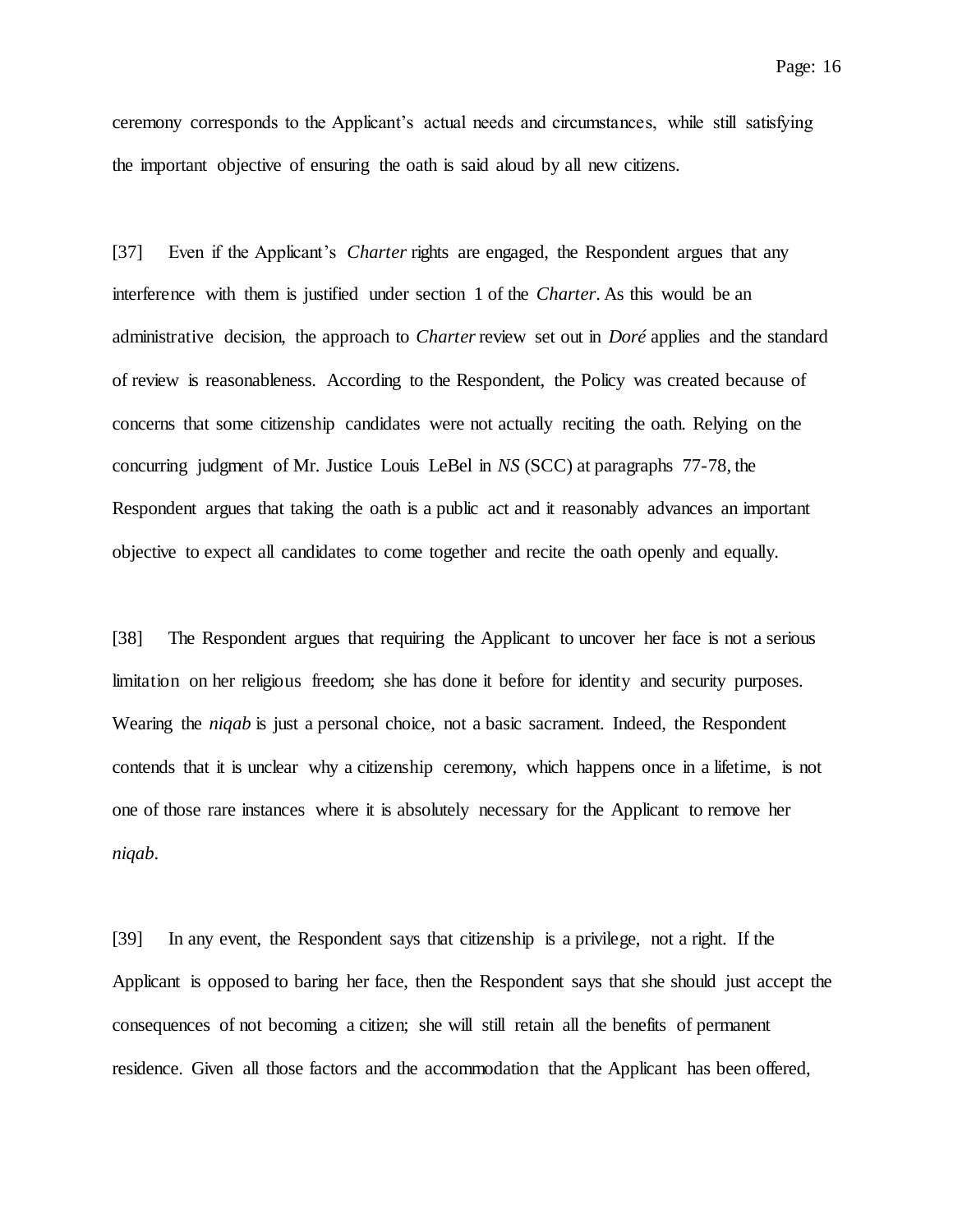ceremony corresponds to the Applicant's actual needs and circumstances, while still satisfying the important objective of ensuring the oath is said aloud by all new citizens.

[37] Even if the Applicant's *Charter* rights are engaged, the Respondent argues that any interference with them is justified under section 1 of the *Charter*. As this would be an administrative decision, the approach to *Charter* review set out in *Doré* applies and the standard of review is reasonableness. According to the Respondent, the Policy was created because of concerns that some citizenship candidates were not actually reciting the oath. Relying on the concurring judgment of Mr. Justice Louis LeBel in *NS* (SCC) at paragraphs 77-78, the Respondent argues that taking the oath is a public act and it reasonably advances an important objective to expect all candidates to come together and recite the oath openly and equally.

[38] The Respondent argues that requiring the Applicant to uncover her face is not a serious limitation on her religious freedom; she has done it before for identity and security purposes. Wearing the *niqab* is just a personal choice, not a basic sacrament. Indeed, the Respondent contends that it is unclear why a citizenship ceremony, which happens once in a lifetime, is not one of those rare instances where it is absolutely necessary for the Applicant to remove her *niqab*.

[39] In any event, the Respondent says that citizenship is a privilege, not a right. If the Applicant is opposed to baring her face, then the Respondent says that she should just accept the consequences of not becoming a citizen; she will still retain all the benefits of permanent residence. Given all those factors and the accommodation that the Applicant has been offered,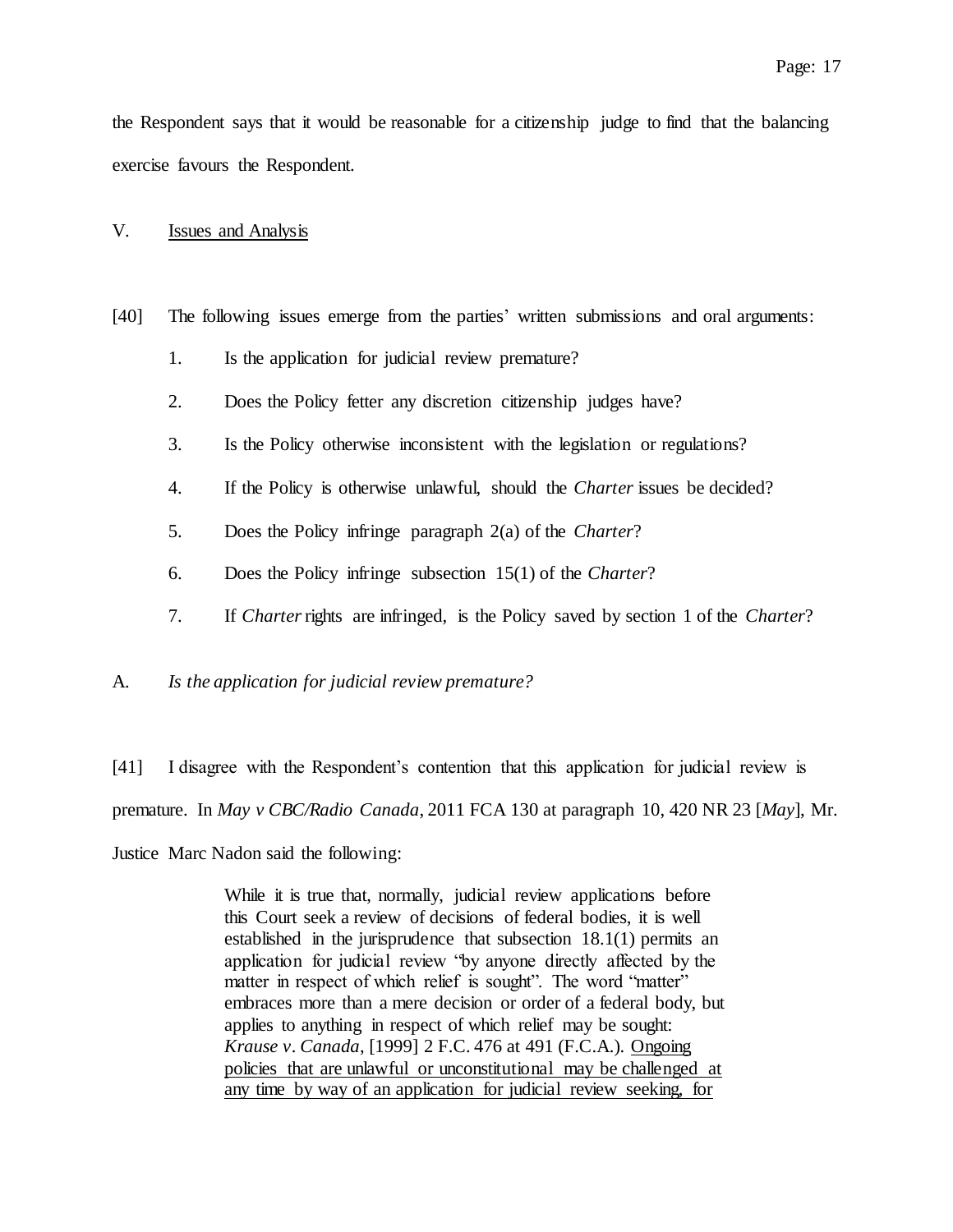the Respondent says that it would be reasonable for a citizenship judge to find that the balancing exercise favours the Respondent.

## V. <u>Issues and Analysis</u>

[40] The following issues emerge from the parties' written submissions and oral arguments:

1. Is the application for judicial review premature?
2. Does the Policy fetter any discretion citizenship judges have?
3. Is the Policy otherwise inconsistent with the legislation or regulations?
4. If the Policy is otherwise unlawful, should the *Charter* issues be decided?
5. Does the Policy infringe paragraph 2(a) of the *Charter*?
6. Does the Policy infringe subsection 15(1) of the *Charter*?
7. If *Charter* rights are infringed, is the Policy saved by section 1 of the *Charter*?

### A. *Is the application for judicial review premature?*

[41] I disagree with the Respondent's contention that this application for judicial review is premature. In *May v CBC/Radio Canada*, 2011 FCA 130 at paragraph 10, 420 NR 23 [*May*], Mr. Justice Marc Nadon said the following:

> While it is true that, normally, judicial review applications before this Court seek a review of decisions of federal bodies, it is well established in the jurisprudence that subsection 18.1(1) permits an application for judicial review "by anyone directly affected by the matter in respect of which relief is sought". The word "matter" embraces more than a mere decision or order of a federal body, but applies to anything in respect of which relief may be sought: *Krause v. Canada*, [1999] 2 F.C. 476 at 491 (F.C.A.). <u>Ongoing policies that are unlawful or unconstitutional may be challenged at any time by way of an application for judicial review seeking, for</u>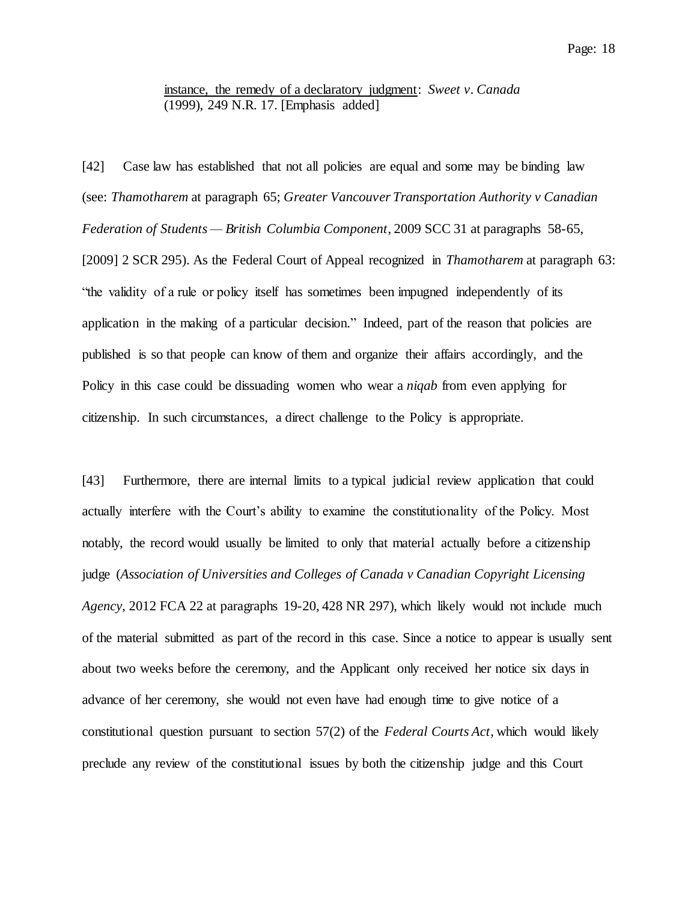> <u>instance, the remedy of a declaratory judgment</u>: *Sweet v. Canada* (1999), 249 N.R. 17. [Emphasis added]

[42] Case law has established that not all policies are equal and some may be binding law (see: *Thamotharem* at paragraph 65; *Greater Vancouver Transportation Authority v Canadian Federation of Students — British Columbia Component*, 2009 SCC 31 at paragraphs 58-65, [2009] 2 SCR 295). As the Federal Court of Appeal recognized in *Thamotharem* at paragraph 63: "the validity of a rule or policy itself has sometimes been impugned independently of its application in the making of a particular decision." Indeed, part of the reason that policies are published is so that people can know of them and organize their affairs accordingly, and the Policy in this case could be dissuading women who wear a *niqab* from even applying for citizenship. In such circumstances, a direct challenge to the Policy is appropriate.

[43] Furthermore, there are internal limits to a typical judicial review application that could actually interfere with the Court's ability to examine the constitutionality of the Policy. Most notably, the record would usually be limited to only that material actually before a citizenship judge (*Association of Universities and Colleges of Canada v Canadian Copyright Licensing Agency*, 2012 FCA 22 at paragraphs 19-20, 428 NR 297), which likely would not include much of the material submitted as part of the record in this case. Since a notice to appear is usually sent about two weeks before the ceremony, and the Applicant only received her notice six days in advance of her ceremony, she would not even have had enough time to give notice of a constitutional question pursuant to section 57(2) of the *Federal Courts Act*, which would likely preclude any review of the constitutional issues by both the citizenship judge and this Court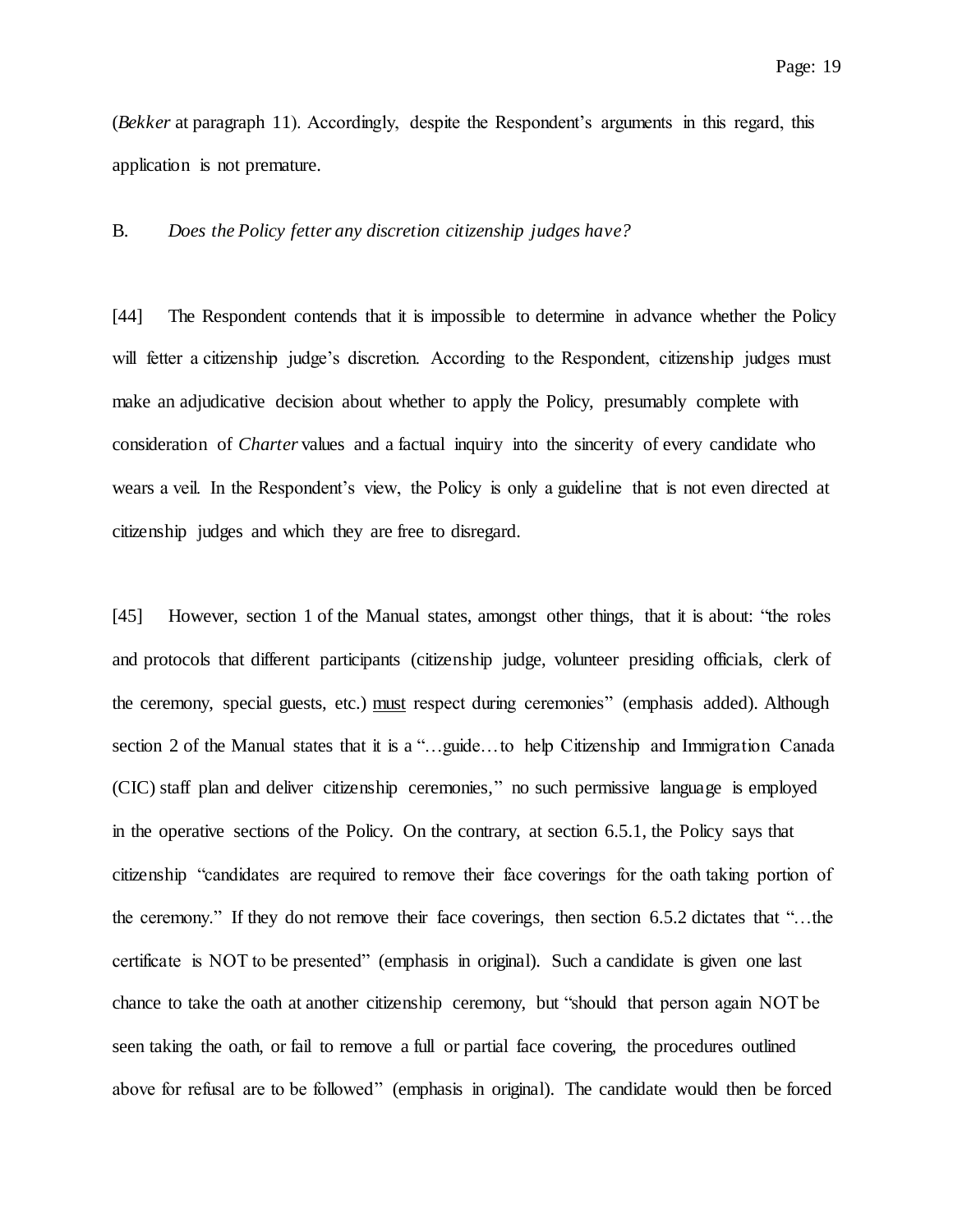(*Bekker* at paragraph 11). Accordingly, despite the Respondent's arguments in this regard, this application is not premature.

B. *Does the Policy fetter any discretion citizenship judges have?*

[44] The Respondent contends that it is impossible to determine in advance whether the Policy will fetter a citizenship judge's discretion. According to the Respondent, citizenship judges must make an adjudicative decision about whether to apply the Policy, presumably complete with consideration of *Charter* values and a factual inquiry into the sincerity of every candidate who wears a veil. In the Respondent's view, the Policy is only a guideline that is not even directed at citizenship judges and which they are free to disregard.

[45] However, section 1 of the Manual states, amongst other things, that it is about: "the roles and protocols that different participants (citizenship judge, volunteer presiding officials, clerk of the ceremony, special guests, etc.) <u>must</u> respect during ceremonies" (emphasis added). Although section 2 of the Manual states that it is a "…guide…to help Citizenship and Immigration Canada (CIC) staff plan and deliver citizenship ceremonies," no such permissive language is employed in the operative sections of the Policy. On the contrary, at section 6.5.1, the Policy says that citizenship "candidates are required to remove their face coverings for the oath taking portion of the ceremony." If they do not remove their face coverings, then section 6.5.2 dictates that "…the certificate is NOT to be presented" (emphasis in original). Such a candidate is given one last chance to take the oath at another citizenship ceremony, but "should that person again NOT be seen taking the oath, or fail to remove a full or partial face covering, the procedures outlined above for refusal are to be followed" (emphasis in original). The candidate would then be forced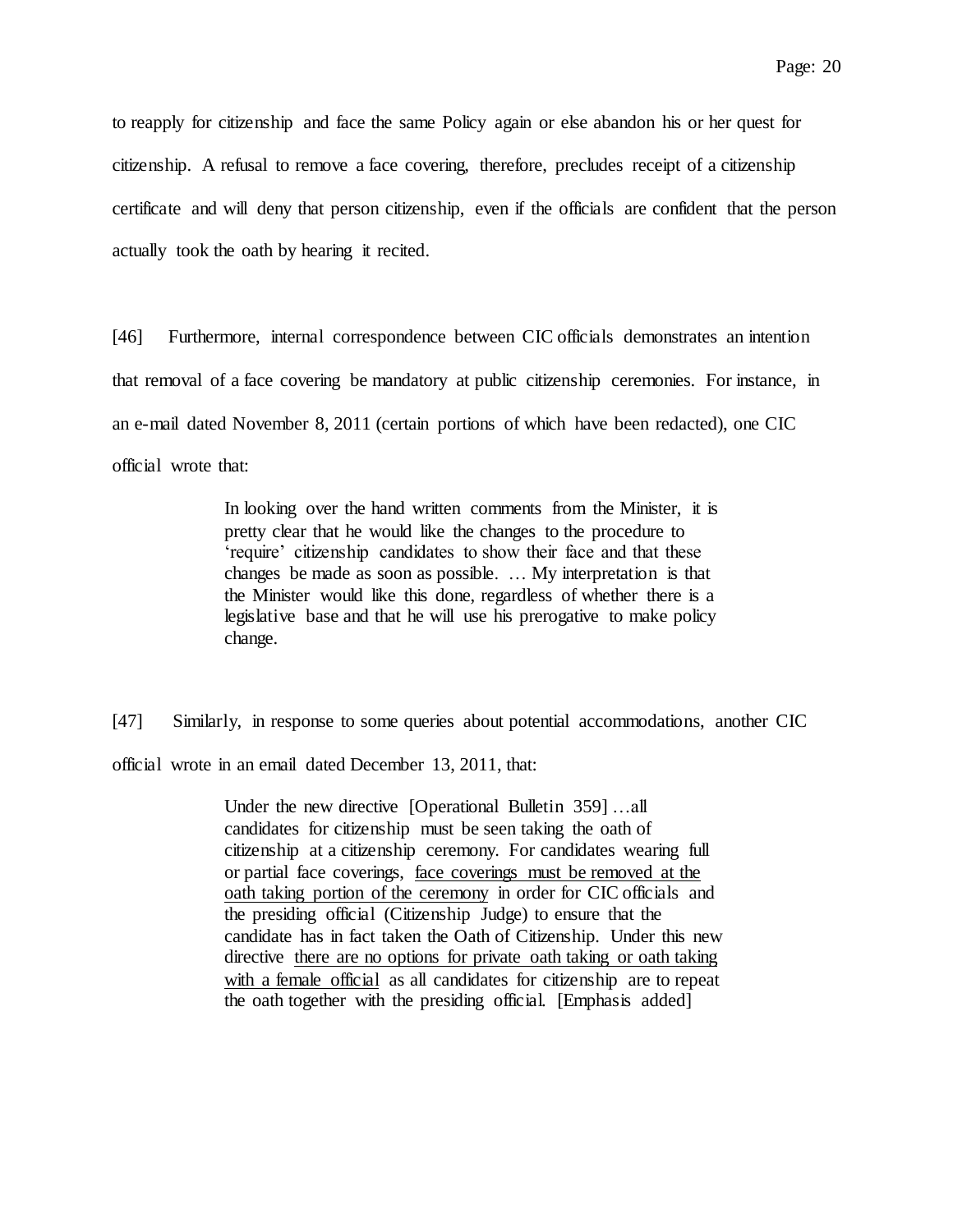to reapply for citizenship and face the same Policy again or else abandon his or her quest for citizenship. A refusal to remove a face covering, therefore, precludes receipt of a citizenship certificate and will deny that person citizenship, even if the officials are confident that the person actually took the oath by hearing it recited.

[46] Furthermore, internal correspondence between CIC officials demonstrates an intention that removal of a face covering be mandatory at public citizenship ceremonies. For instance, in an e-mail dated November 8, 2011 (certain portions of which have been redacted), one CIC official wrote that:

> In looking over the hand written comments from the Minister, it is pretty clear that he would like the changes to the procedure to 'require' citizenship candidates to show their face and that these changes be made as soon as possible. … My interpretation is that the Minister would like this done, regardless of whether there is a legislative base and that he will use his prerogative to make policy change.

[47] Similarly, in response to some queries about potential accommodations, another CIC official wrote in an email dated December 13, 2011, that:

> Under the new directive [Operational Bulletin 359] …all candidates for citizenship must be seen taking the oath of citizenship at a citizenship ceremony. For candidates wearing full or partial face coverings, <u>face coverings must be removed at the oath taking portion of the ceremony</u> in order for CIC officials and the presiding official (Citizenship Judge) to ensure that the candidate has in fact taken the Oath of Citizenship. Under this new directive <u>there are no options for private oath taking or oath taking with a female official</u> as all candidates for citizenship are to repeat the oath together with the presiding official. [Emphasis added]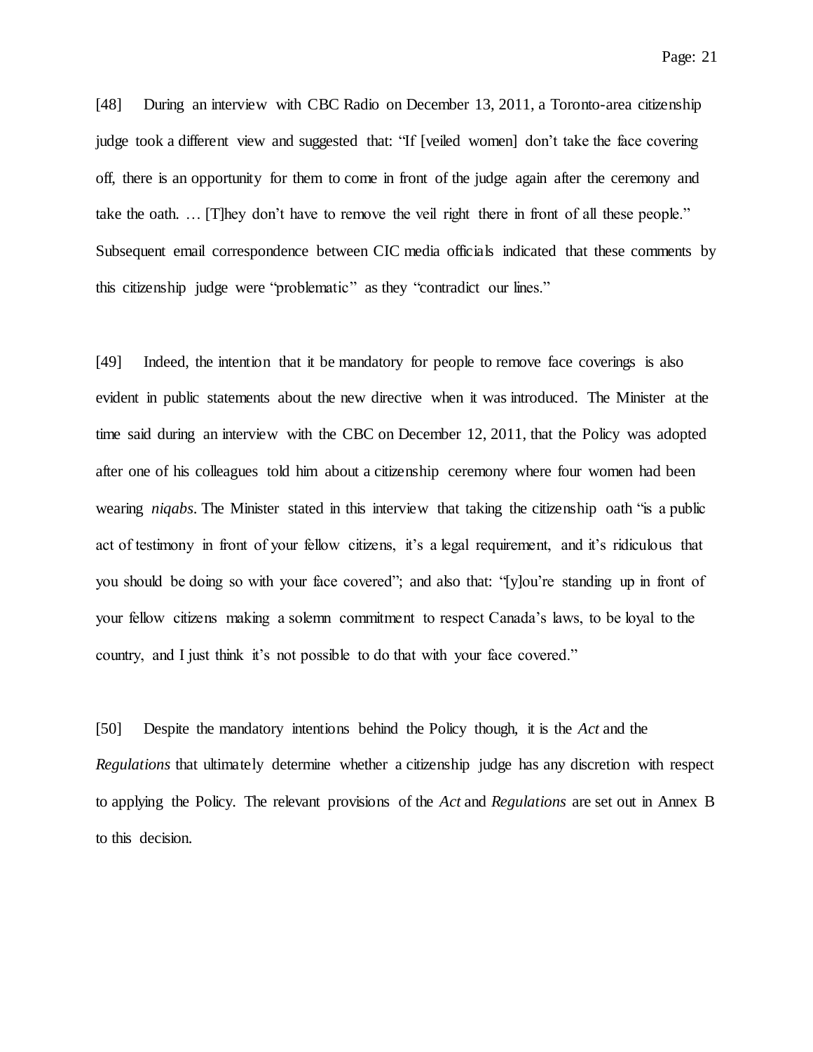[48] During an interview with CBC Radio on December 13, 2011, a Toronto-area citizenship judge took a different view and suggested that: "If [veiled women] don't take the face covering off, there is an opportunity for them to come in front of the judge again after the ceremony and take the oath. … [T]hey don't have to remove the veil right there in front of all these people." Subsequent email correspondence between CIC media officials indicated that these comments by this citizenship judge were "problematic" as they "contradict our lines."

[49] Indeed, the intention that it be mandatory for people to remove face coverings is also evident in public statements about the new directive when it was introduced. The Minister at the time said during an interview with the CBC on December 12, 2011, that the Policy was adopted after one of his colleagues told him about a citizenship ceremony where four women had been wearing *niqabs*. The Minister stated in this interview that taking the citizenship oath "is a public act of testimony in front of your fellow citizens, it's a legal requirement, and it's ridiculous that you should be doing so with your face covered"; and also that: "[y]ou're standing up in front of your fellow citizens making a solemn commitment to respect Canada's laws, to be loyal to the country, and I just think it's not possible to do that with your face covered."

[50] Despite the mandatory intentions behind the Policy though, it is the *Act* and the *Regulations* that ultimately determine whether a citizenship judge has any discretion with respect to applying the Policy. The relevant provisions of the *Act* and *Regulations* are set out in Annex B to this decision.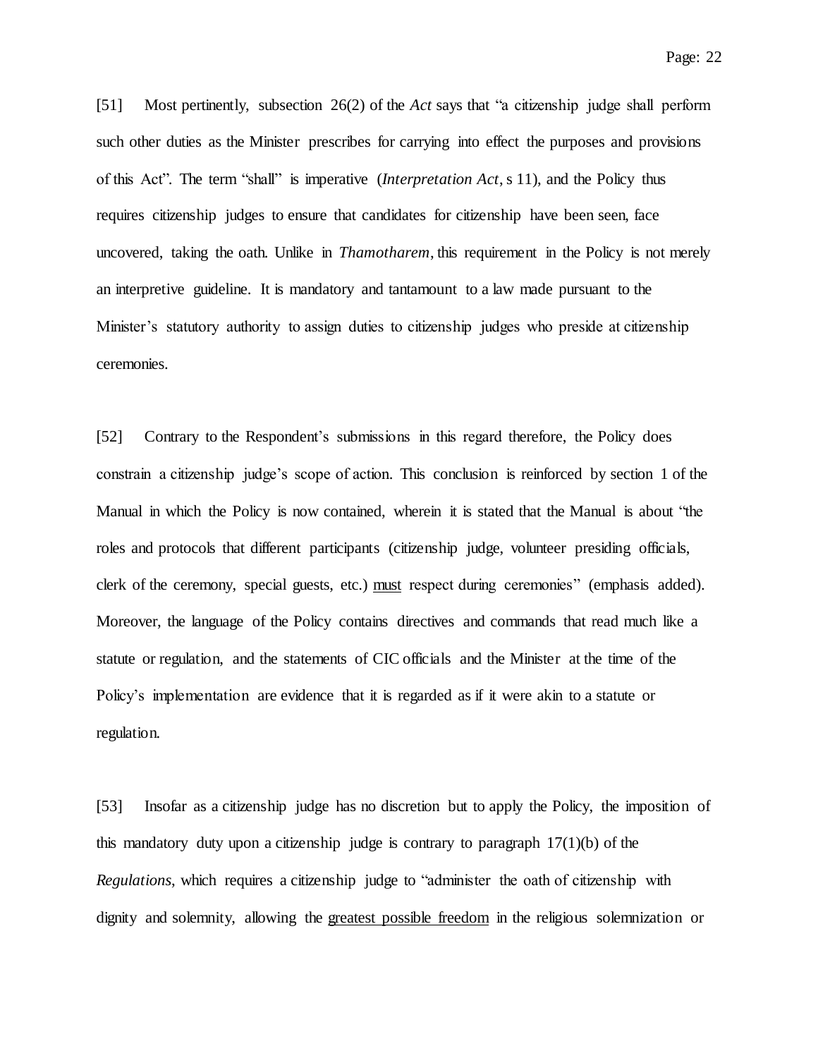[51] Most pertinently, subsection 26(2) of the *Act* says that “a citizenship judge shall perform such other duties as the Minister prescribes for carrying into effect the purposes and provisions of this Act”. The term “shall” is imperative (*Interpretation Act*, s 11), and the Policy thus requires citizenship judges to ensure that candidates for citizenship have been seen, face uncovered, taking the oath. Unlike in *Thamotharem*, this requirement in the Policy is not merely an interpretive guideline. It is mandatory and tantamount to a law made pursuant to the Minister’s statutory authority to assign duties to citizenship judges who preside at citizenship ceremonies.

[52] Contrary to the Respondent’s submissions in this regard therefore, the Policy does constrain a citizenship judge’s scope of action. This conclusion is reinforced by section 1 of the Manual in which the Policy is now contained, wherein it is stated that the Manual is about “the roles and protocols that different participants (citizenship judge, volunteer presiding officials, clerk of the ceremony, special guests, etc.) <u>must</u> respect during ceremonies” (emphasis added). Moreover, the language of the Policy contains directives and commands that read much like a statute or regulation, and the statements of CIC officials and the Minister at the time of the Policy’s implementation are evidence that it is regarded as if it were akin to a statute or regulation.

[53] Insofar as a citizenship judge has no discretion but to apply the Policy, the imposition of this mandatory duty upon a citizenship judge is contrary to paragraph 17(1)(b) of the *Regulations*, which requires a citizenship judge to “administer the oath of citizenship with dignity and solemnity, allowing the <u>greatest possible freedom</u> in the religious solemnization or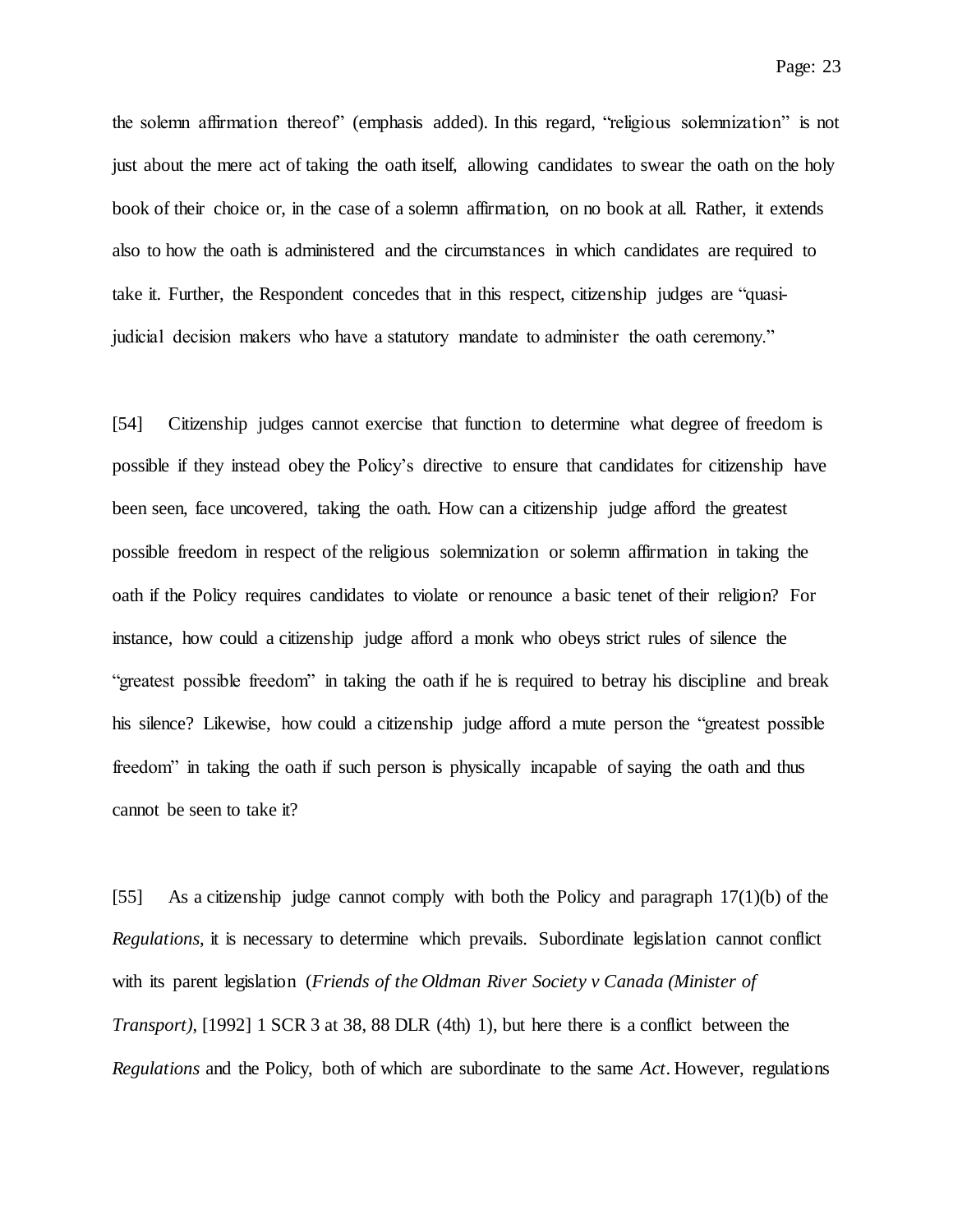the solemn affirmation thereof" (emphasis added). In this regard, "religious solemnization" is not just about the mere act of taking the oath itself, allowing candidates to swear the oath on the holy book of their choice or, in the case of a solemn affirmation, on no book at all. Rather, it extends also to how the oath is administered and the circumstances in which candidates are required to take it. Further, the Respondent concedes that in this respect, citizenship judges are "quasi-judicial decision makers who have a statutory mandate to administer the oath ceremony."

[54] Citizenship judges cannot exercise that function to determine what degree of freedom is possible if they instead obey the Policy's directive to ensure that candidates for citizenship have been seen, face uncovered, taking the oath. How can a citizenship judge afford the greatest possible freedom in respect of the religious solemnization or solemn affirmation in taking the oath if the Policy requires candidates to violate or renounce a basic tenet of their religion? For instance, how could a citizenship judge afford a monk who obeys strict rules of silence the "greatest possible freedom" in taking the oath if he is required to betray his discipline and break his silence? Likewise, how could a citizenship judge afford a mute person the "greatest possible freedom" in taking the oath if such person is physically incapable of saying the oath and thus cannot be seen to take it?

[55] As a citizenship judge cannot comply with both the Policy and paragraph 17(1)(b) of the *Regulations*, it is necessary to determine which prevails. Subordinate legislation cannot conflict with its parent legislation (*Friends of the Oldman River Society v Canada (Minister of Transport)*, [1992] 1 SCR 3 at 38, 88 DLR (4th) 1), but here there is a conflict between the *Regulations* and the Policy, both of which are subordinate to the same *Act*. However, regulations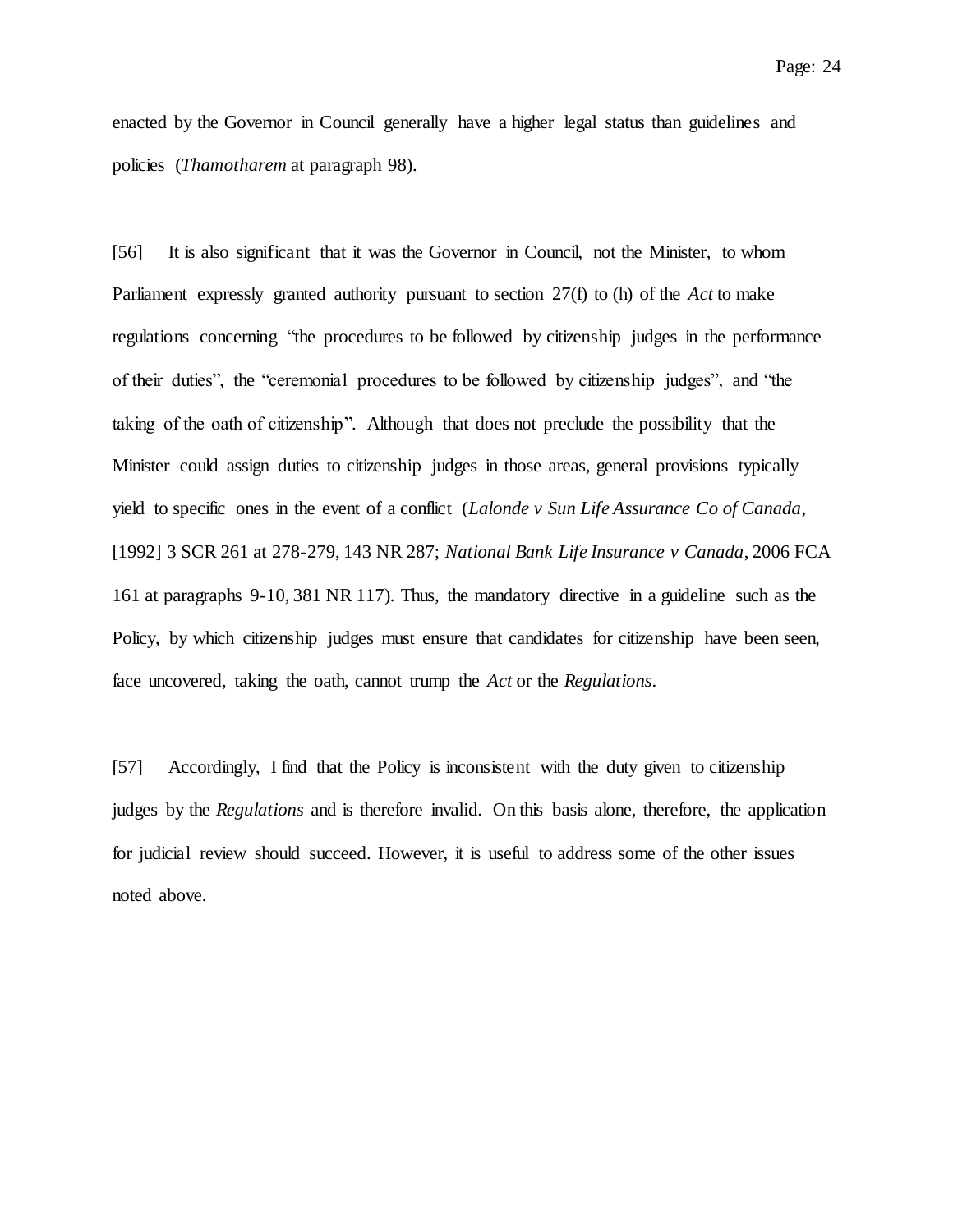enacted by the Governor in Council generally have a higher legal status than guidelines and policies (*Thamotharem* at paragraph 98).

[56] It is also significant that it was the Governor in Council, not the Minister, to whom Parliament expressly granted authority pursuant to section 27(f) to (h) of the *Act* to make regulations concerning "the procedures to be followed by citizenship judges in the performance of their duties", the "ceremonial procedures to be followed by citizenship judges", and "the taking of the oath of citizenship". Although that does not preclude the possibility that the Minister could assign duties to citizenship judges in those areas, general provisions typically yield to specific ones in the event of a conflict (*Lalonde v Sun Life Assurance Co of Canada*, [1992] 3 SCR 261 at 278-279, 143 NR 287; *National Bank Life Insurance v Canada*, 2006 FCA 161 at paragraphs 9-10, 381 NR 117). Thus, the mandatory directive in a guideline such as the Policy, by which citizenship judges must ensure that candidates for citizenship have been seen, face uncovered, taking the oath, cannot trump the *Act* or the *Regulations*.

[57] Accordingly, I find that the Policy is inconsistent with the duty given to citizenship judges by the *Regulations* and is therefore invalid. On this basis alone, therefore, the application for judicial review should succeed. However, it is useful to address some of the other issues noted above.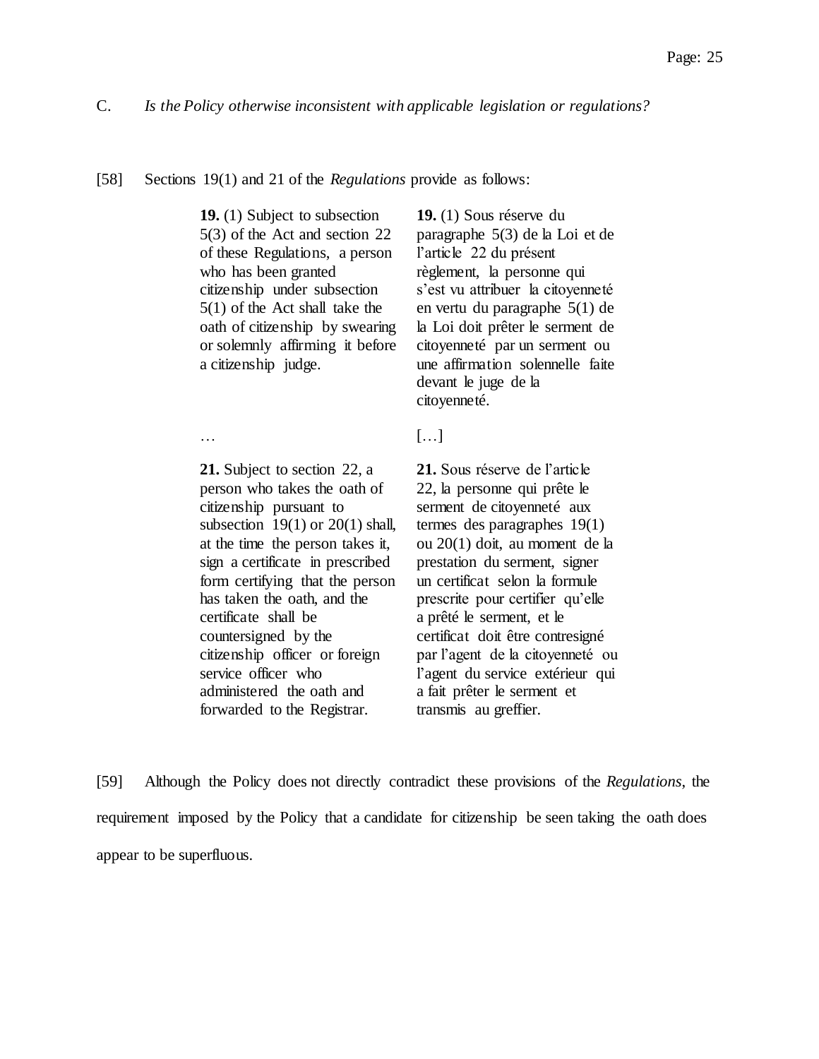C. *Is the Policy otherwise inconsistent with applicable legislation or regulations?*

[58] Sections 19(1) and 21 of the *Regulations* provide as follows:

| | |
|---|---|
| **19.** (1) Subject to subsection 5(3) of the Act and section 22 of these Regulations, a person who has been granted citizenship under subsection 5(1) of the Act shall take the oath of citizenship by swearing or solemnly affirming it before a citizenship judge. | **19.** (1) Sous réserve du paragraphe 5(3) de la Loi et de l'article 22 du présent règlement, la personne qui s'est vu attribuer la citoyenneté en vertu du paragraphe 5(1) de la Loi doit prêter le serment de citoyenneté par un serment ou une affirmation solennelle faite devant le juge de la citoyenneté. |
| … | […] |
| **21.** Subject to section 22, a person who takes the oath of citizenship pursuant to subsection 19(1) or 20(1) shall, at the time the person takes it, sign a certificate in prescribed form certifying that the person has taken the oath, and the certificate shall be countersigned by the citizenship officer or foreign service officer who administered the oath and forwarded to the Registrar. | **21.** Sous réserve de l'article 22, la personne qui prête le serment de citoyenneté aux termes des paragraphes 19(1) ou 20(1) doit, au moment de la prestation du serment, signer un certificat selon la formule prescrite pour certifier qu'elle a prêté le serment, et le certificat doit être contresigné par l'agent de la citoyenneté ou l'agent du service extérieur qui a fait prêter le serment et transmis au greffier. |

[59] Although the Policy does not directly contradict these provisions of the *Regulations*, the requirement imposed by the Policy that a candidate for citizenship be seen taking the oath does appear to be superfluous.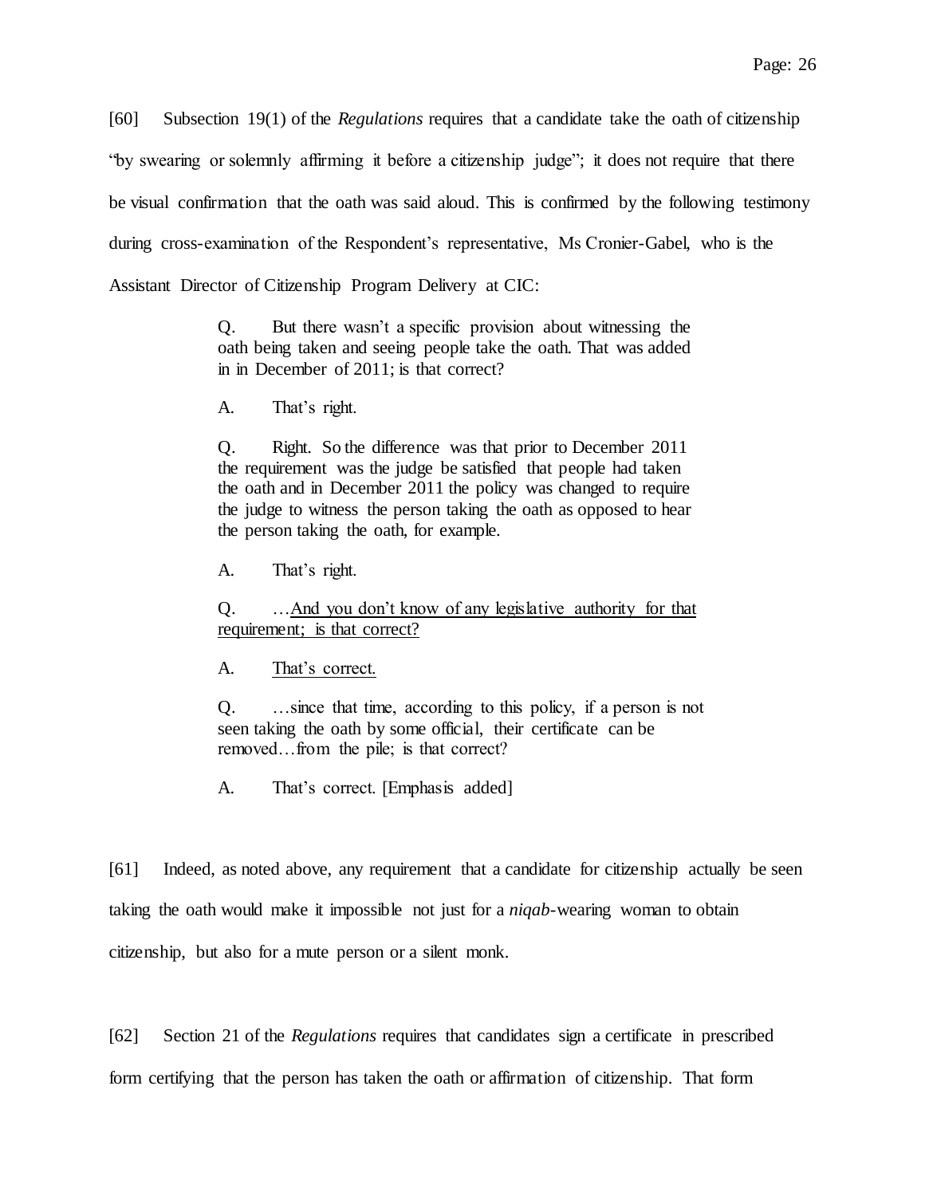[60] Subsection 19(1) of the *Regulations* requires that a candidate take the oath of citizenship "by swearing or solemnly affirming it before a citizenship judge"; it does not require that there be visual confirmation that the oath was said aloud. This is confirmed by the following testimony during cross-examination of the Respondent's representative, Ms Cronier-Gabel, who is the Assistant Director of Citizenship Program Delivery at CIC:

> Q. But there wasn't a specific provision about witnessing the oath being taken and seeing people take the oath. That was added in in December of 2011; is that correct?
>
> A. That's right.
>
> Q. Right. So the difference was that prior to December 2011 the requirement was the judge be satisfied that people had taken the oath and in December 2011 the policy was changed to require the judge to witness the person taking the oath as opposed to hear the person taking the oath, for example.
>
> A. That's right.
>
> Q. …<u>And you don't know of any legislative authority for that requirement; is that correct?</u>
>
> A. <u>That's correct.</u>
>
> Q. …since that time, according to this policy, if a person is not seen taking the oath by some official, their certificate can be removed…from the pile; is that correct?
>
> A. That's correct. [Emphasis added]

[61] Indeed, as noted above, any requirement that a candidate for citizenship actually be seen taking the oath would make it impossible not just for a *niqab*-wearing woman to obtain citizenship, but also for a mute person or a silent monk.

[62] Section 21 of the *Regulations* requires that candidates sign a certificate in prescribed form certifying that the person has taken the oath or affirmation of citizenship. That form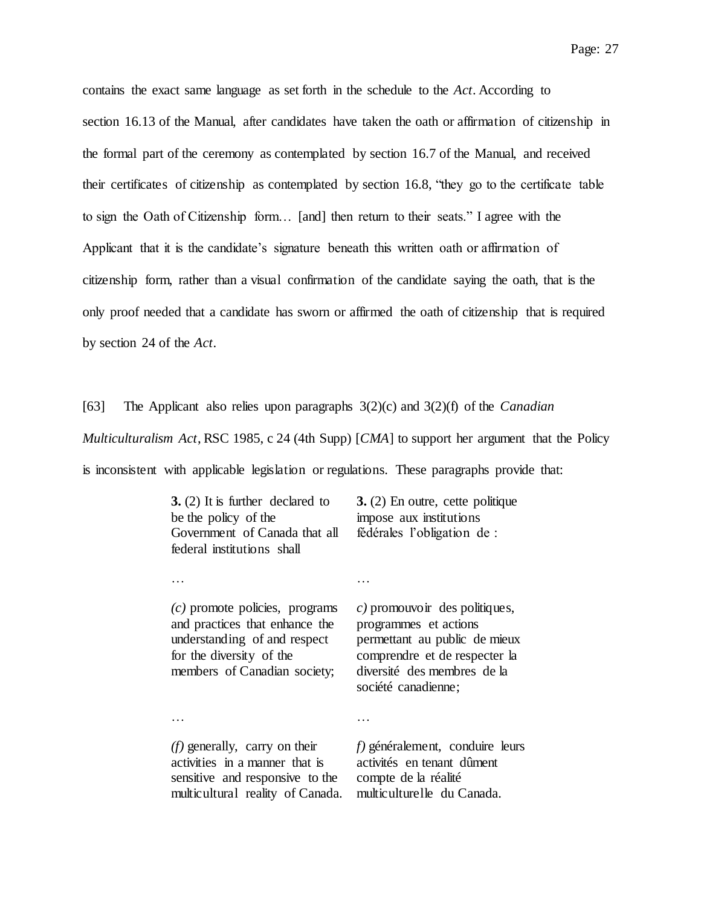contains the exact same language as set forth in the schedule to the *Act*. According to section 16.13 of the Manual, after candidates have taken the oath or affirmation of citizenship in the formal part of the ceremony as contemplated by section 16.7 of the Manual, and received their certificates of citizenship as contemplated by section 16.8, "they go to the certificate table to sign the Oath of Citizenship form… [and] then return to their seats." I agree with the Applicant that it is the candidate's signature beneath this written oath or affirmation of citizenship form, rather than a visual confirmation of the candidate saying the oath, that is the only proof needed that a candidate has sworn or affirmed the oath of citizenship that is required by section 24 of the *Act*.

[63] The Applicant also relies upon paragraphs 3(2)(c) and 3(2)(f) of the *Canadian Multiculturalism Act*, RSC 1985, c 24 (4th Supp) [*CMA*] to support her argument that the Policy is inconsistent with applicable legislation or regulations. These paragraphs provide that:

| | |
|---|---|
| **3.** (2) It is further declared to be the policy of the Government of Canada that all federal institutions shall | **3.** (2) En outre, cette politique impose aux institutions fédérales l'obligation de : |
| … | … |
| *(c)* promote policies, programs and practices that enhance the understanding of and respect for the diversity of the members of Canadian society; | *c)* promouvoir des politiques, programmes et actions permettant au public de mieux comprendre et de respecter la diversité des membres de la société canadienne; |
| … | … |
| *(f)* generally, carry on their activities in a manner that is sensitive and responsive to the multicultural reality of Canada. | *f)* généralement, conduire leurs activités en tenant dûment compte de la réalité multiculturelle du Canada. |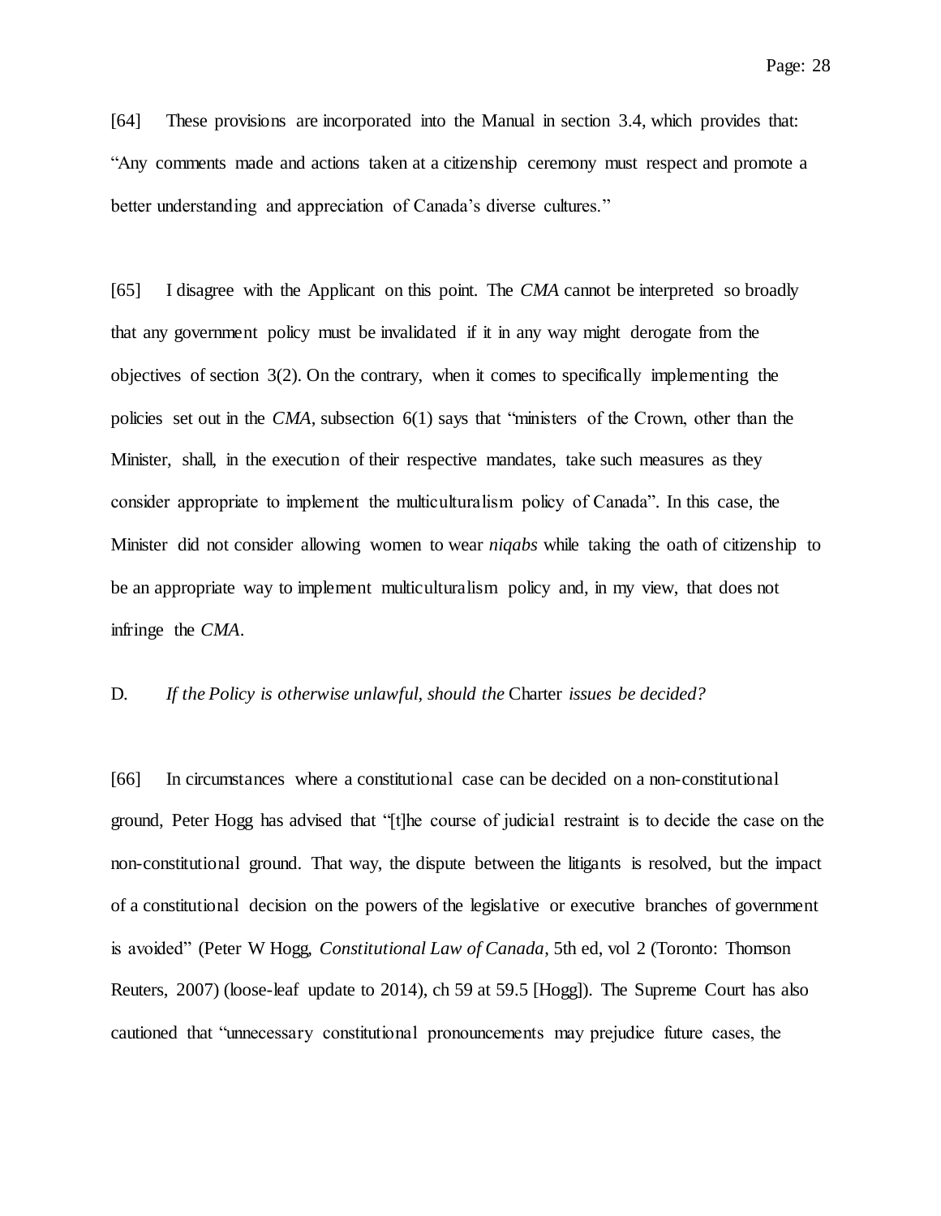[64] These provisions are incorporated into the Manual in section 3.4, which provides that: "Any comments made and actions taken at a citizenship ceremony must respect and promote a better understanding and appreciation of Canada's diverse cultures."

[65] I disagree with the Applicant on this point. The *CMA* cannot be interpreted so broadly that any government policy must be invalidated if it in any way might derogate from the objectives of section 3(2). On the contrary, when it comes to specifically implementing the policies set out in the *CMA*, subsection 6(1) says that "ministers of the Crown, other than the Minister, shall, in the execution of their respective mandates, take such measures as they consider appropriate to implement the multiculturalism policy of Canada". In this case, the Minister did not consider allowing women to wear *niqabs* while taking the oath of citizenship to be an appropriate way to implement multiculturalism policy and, in my view, that does not infringe the *CMA*.

D. *If the Policy is otherwise unlawful, should the* Charter *issues be decided?*

[66] In circumstances where a constitutional case can be decided on a non-constitutional ground, Peter Hogg has advised that "[t]he course of judicial restraint is to decide the case on the non-constitutional ground. That way, the dispute between the litigants is resolved, but the impact of a constitutional decision on the powers of the legislative or executive branches of government is avoided" (Peter W Hogg, *Constitutional Law of Canada*, 5th ed, vol 2 (Toronto: Thomson Reuters, 2007) (loose-leaf update to 2014), ch 59 at 59.5 [Hogg]). The Supreme Court has also cautioned that "unnecessary constitutional pronouncements may prejudice future cases, the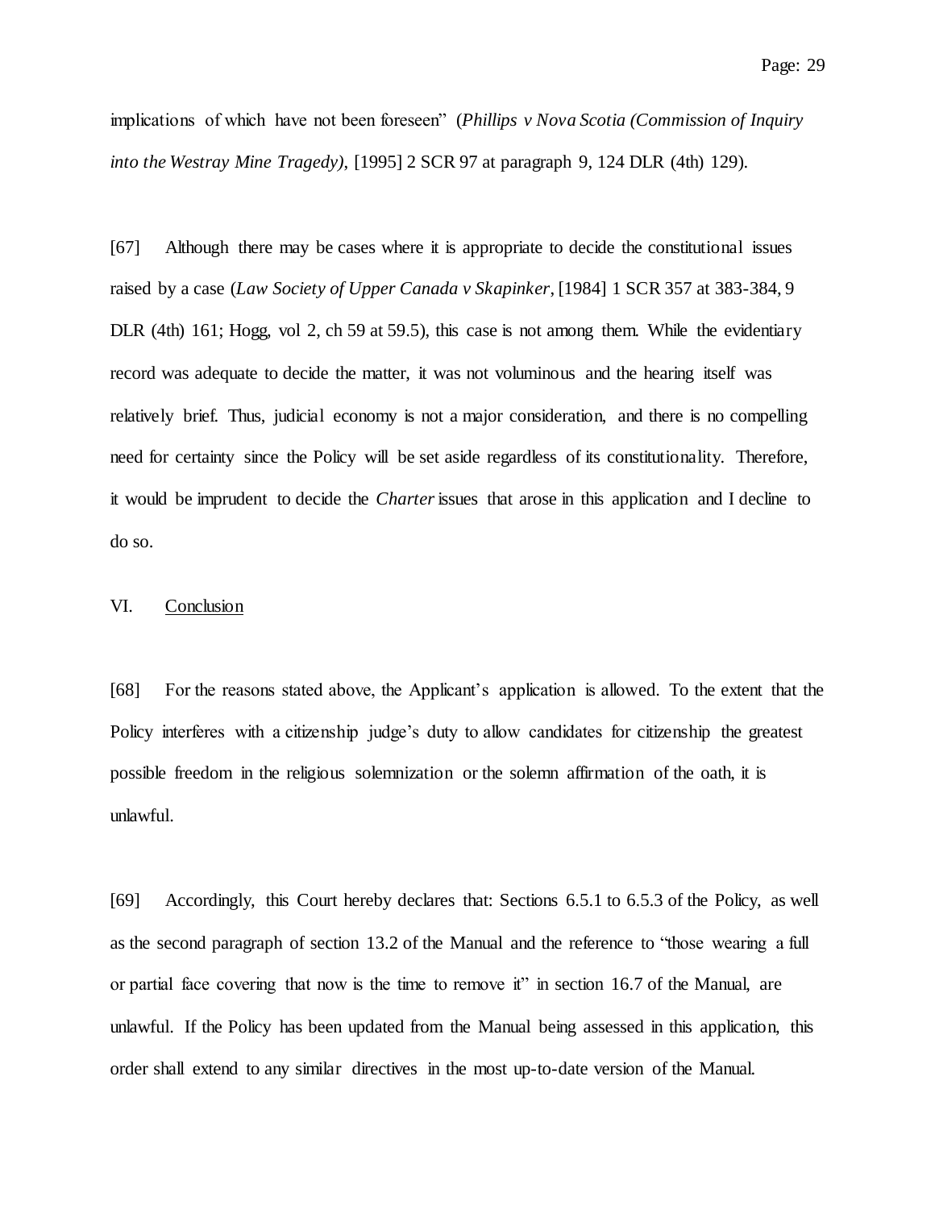implications of which have not been foreseen" (*Phillips v Nova Scotia (Commission of Inquiry into the Westray Mine Tragedy)*, [1995] 2 SCR 97 at paragraph 9, 124 DLR (4th) 129).

[67] Although there may be cases where it is appropriate to decide the constitutional issues raised by a case (*Law Society of Upper Canada v Skapinker*, [1984] 1 SCR 357 at 383-384, 9 DLR (4th) 161; Hogg, vol 2, ch 59 at 59.5), this case is not among them. While the evidentiary record was adequate to decide the matter, it was not voluminous and the hearing itself was relatively brief. Thus, judicial economy is not a major consideration, and there is no compelling need for certainty since the Policy will be set aside regardless of its constitutionality. Therefore, it would be imprudent to decide the *Charter* issues that arose in this application and I decline to do so.

## VI. Conclusion

[68] For the reasons stated above, the Applicant's application is allowed. To the extent that the Policy interferes with a citizenship judge's duty to allow candidates for citizenship the greatest possible freedom in the religious solemnization or the solemn affirmation of the oath, it is unlawful.

[69] Accordingly, this Court hereby declares that: Sections 6.5.1 to 6.5.3 of the Policy, as well as the second paragraph of section 13.2 of the Manual and the reference to "those wearing a full or partial face covering that now is the time to remove it" in section 16.7 of the Manual, are unlawful. If the Policy has been updated from the Manual being assessed in this application, this order shall extend to any similar directives in the most up-to-date version of the Manual.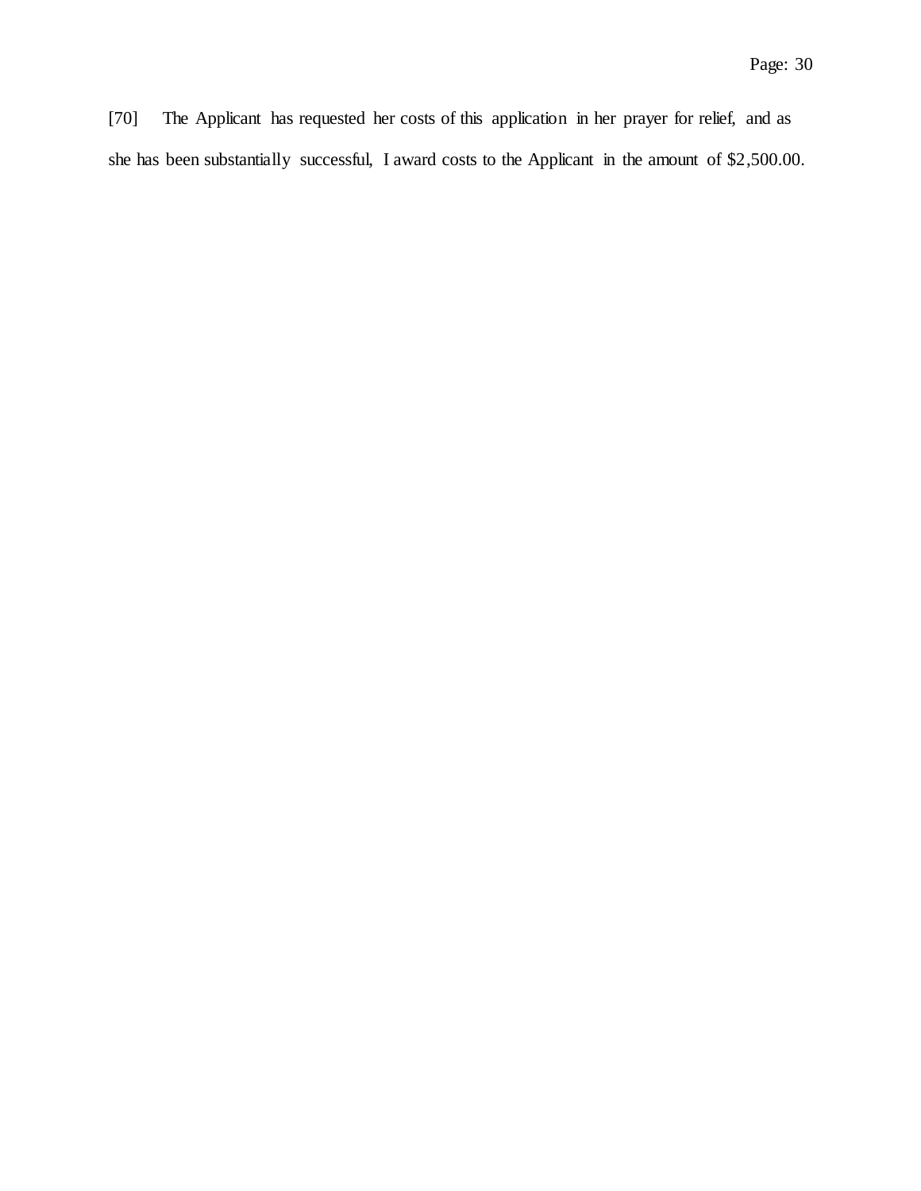[70] The Applicant has requested her costs of this application in her prayer for relief, and as she has been substantially successful, I award costs to the Applicant in the amount of $2,500.00.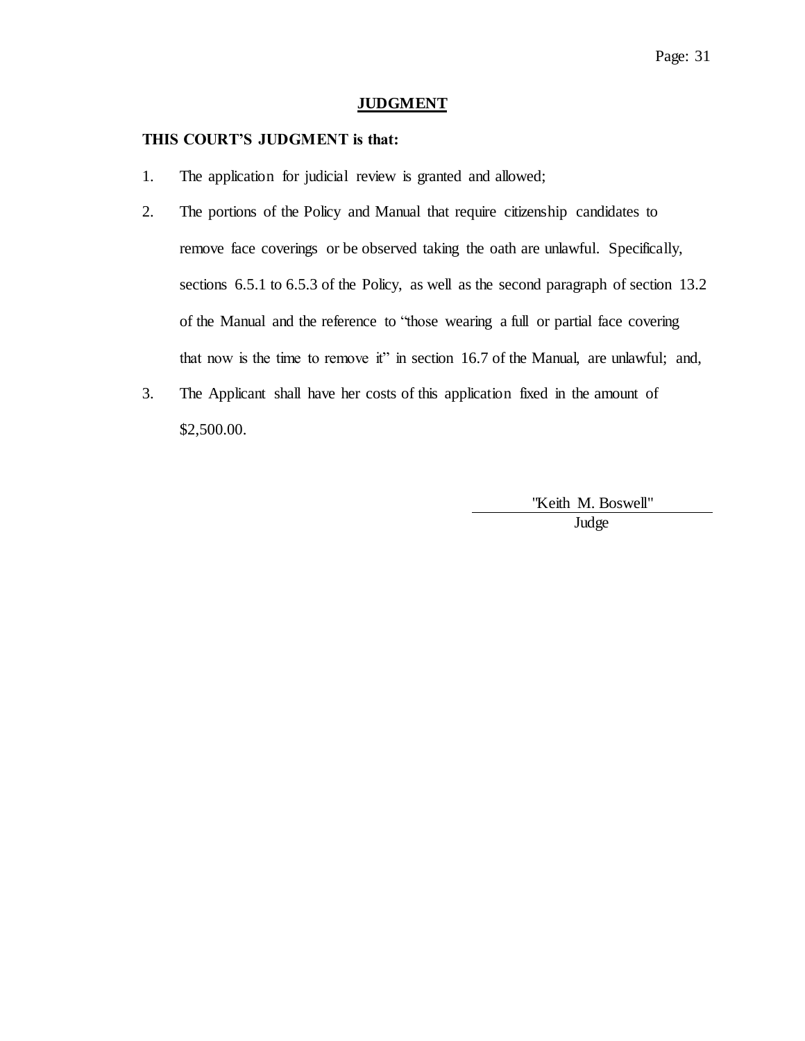## JUDGMENT

**THIS COURT'S JUDGMENT is that:**

1. The application for judicial review is granted and allowed;
2. The portions of the Policy and Manual that require citizenship candidates to remove face coverings or be observed taking the oath are unlawful. Specifically, sections 6.5.1 to 6.5.3 of the Policy, as well as the second paragraph of section 13.2 of the Manual and the reference to "those wearing a full or partial face covering that now is the time to remove it" in section 16.7 of the Manual, are unlawful; and,
3. The Applicant shall have her costs of this application fixed in the amount of $2,500.00.

"Keith M. Boswell"

Judge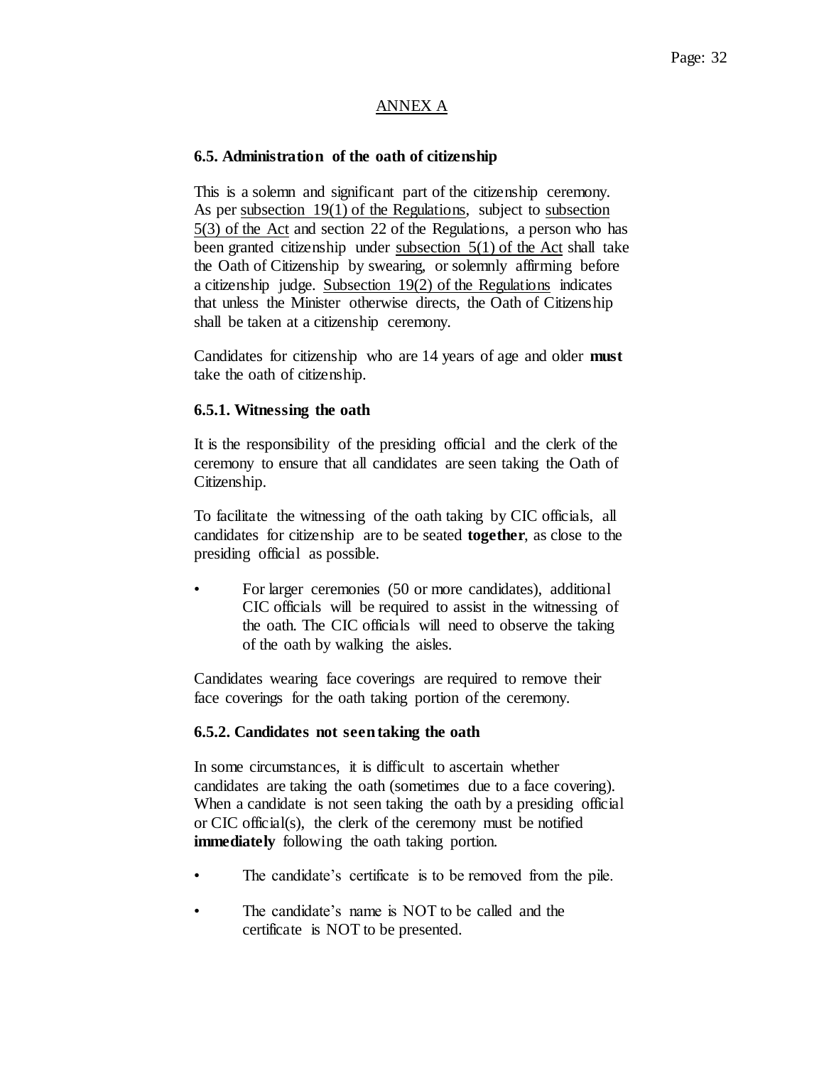## ANNEX A

### 6.5. Administration of the oath of citizenship

This is a solemn and significant part of the citizenship ceremony. As per subsection 19(1) of the Regulations, subject to subsection 5(3) of the Act and section 22 of the Regulations, a person who has been granted citizenship under subsection 5(1) of the Act shall take the Oath of Citizenship by swearing, or solemnly affirming before a citizenship judge. Subsection 19(2) of the Regulations indicates that unless the Minister otherwise directs, the Oath of Citizenship shall be taken at a citizenship ceremony.

Candidates for citizenship who are 14 years of age and older **must** take the oath of citizenship.

#### 6.5.1. Witnessing the oath

It is the responsibility of the presiding official and the clerk of the ceremony to ensure that all candidates are seen taking the Oath of Citizenship.

To facilitate the witnessing of the oath taking by CIC officials, all candidates for citizenship are to be seated **together**, as close to the presiding official as possible.

- For larger ceremonies (50 or more candidates), additional CIC officials will be required to assist in the witnessing of the oath. The CIC officials will need to observe the taking of the oath by walking the aisles.

Candidates wearing face coverings are required to remove their face coverings for the oath taking portion of the ceremony.

#### 6.5.2. Candidates not seen taking the oath

In some circumstances, it is difficult to ascertain whether candidates are taking the oath (sometimes due to a face covering). When a candidate is not seen taking the oath by a presiding official or CIC official(s), the clerk of the ceremony must be notified **immediately** following the oath taking portion.

- The candidate's certificate is to be removed from the pile.
- The candidate's name is NOT to be called and the certificate is NOT to be presented.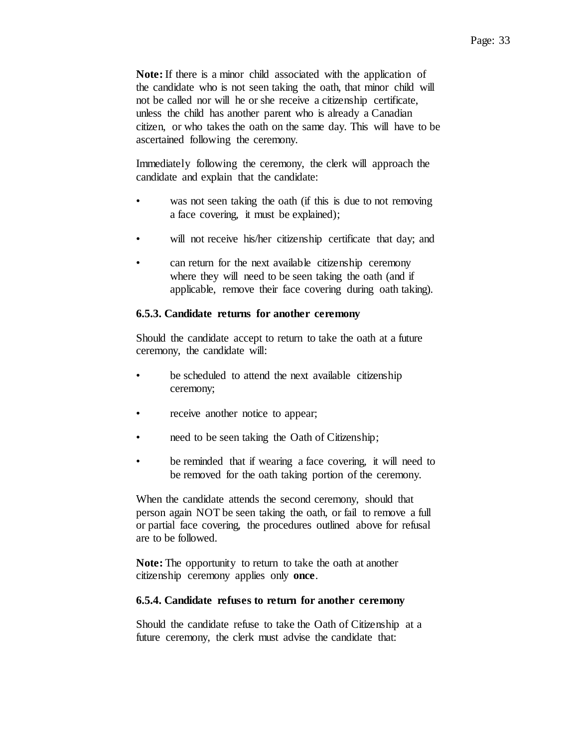**Note:** If there is a minor child associated with the application of the candidate who is not seen taking the oath, that minor child will not be called nor will he or she receive a citizenship certificate, unless the child has another parent who is already a Canadian citizen, or who takes the oath on the same day. This will have to be ascertained following the ceremony.

Immediately following the ceremony, the clerk will approach the candidate and explain that the candidate:

- was not seen taking the oath (if this is due to not removing a face covering, it must be explained);
- will not receive his/her citizenship certificate that day; and
- can return for the next available citizenship ceremony where they will need to be seen taking the oath (and if applicable, remove their face covering during oath taking).

### 6.5.3. Candidate returns for another ceremony

Should the candidate accept to return to take the oath at a future ceremony, the candidate will:

- be scheduled to attend the next available citizenship ceremony;
- receive another notice to appear;
- need to be seen taking the Oath of Citizenship;
- be reminded that if wearing a face covering, it will need to be removed for the oath taking portion of the ceremony.

When the candidate attends the second ceremony, should that person again NOT be seen taking the oath, or fail to remove a full or partial face covering, the procedures outlined above for refusal are to be followed.

**Note:** The opportunity to return to take the oath at another citizenship ceremony applies only **once**.

### 6.5.4. Candidate refuses to return for another ceremony

Should the candidate refuse to take the Oath of Citizenship at a future ceremony, the clerk must advise the candidate that: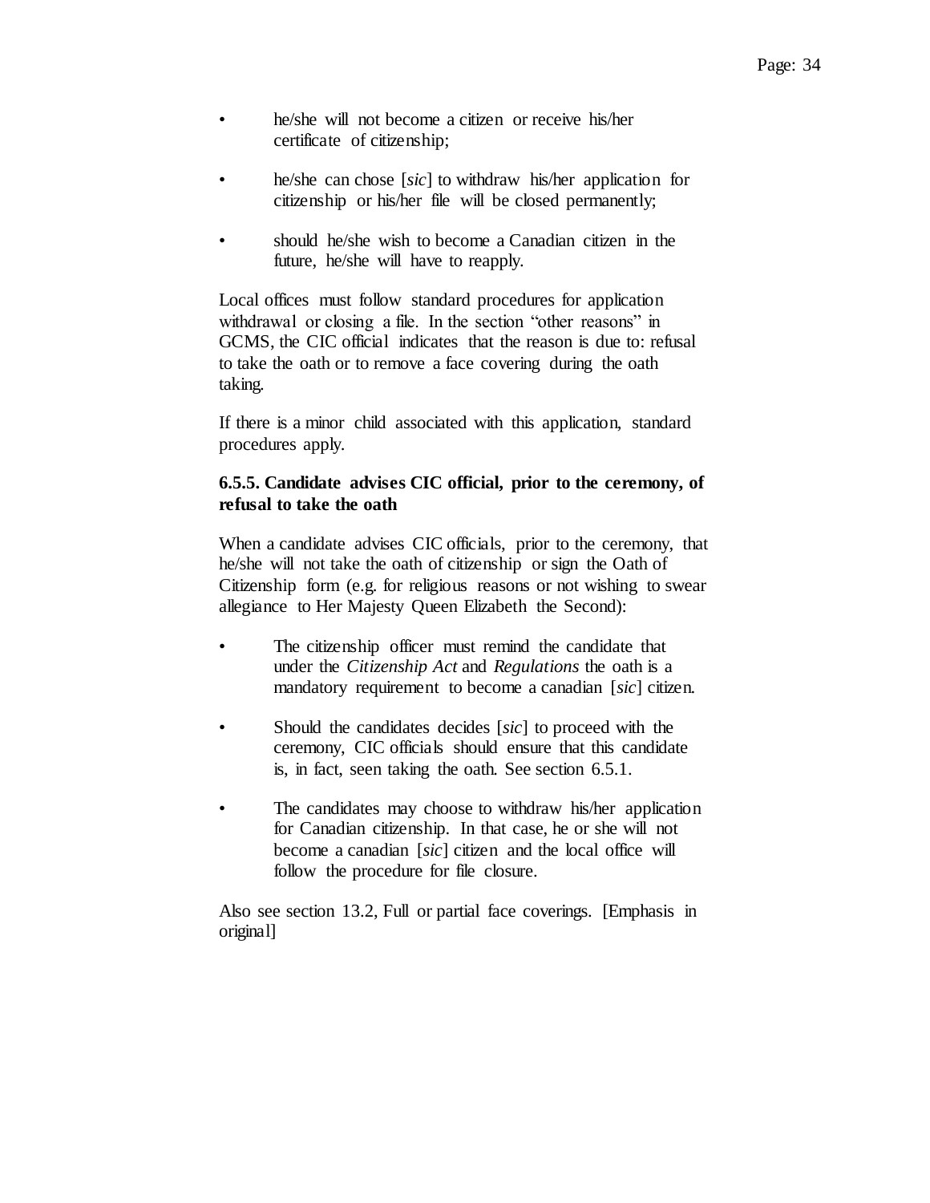- he/she will not become a citizen or receive his/her certificate of citizenship;

- he/she can chose [*sic*] to withdraw his/her application for citizenship or his/her file will be closed permanently;

- should he/she wish to become a Canadian citizen in the future, he/she will have to reapply.

Local offices must follow standard procedures for application withdrawal or closing a file. In the section "other reasons" in GCMS, the CIC official indicates that the reason is due to: refusal to take the oath or to remove a face covering during the oath taking.

If there is a minor child associated with this application, standard procedures apply.

**6.5.5. Candidate advises CIC official, prior to the ceremony, of refusal to take the oath**

When a candidate advises CIC officials, prior to the ceremony, that he/she will not take the oath of citizenship or sign the Oath of Citizenship form (e.g. for religious reasons or not wishing to swear allegiance to Her Majesty Queen Elizabeth the Second):

- The citizenship officer must remind the candidate that under the *Citizenship Act* and *Regulations* the oath is a mandatory requirement to become a canadian [*sic*] citizen.

- Should the candidates decides [*sic*] to proceed with the ceremony, CIC officials should ensure that this candidate is, in fact, seen taking the oath. See section 6.5.1.

- The candidates may choose to withdraw his/her application for Canadian citizenship. In that case, he or she will not become a canadian [*sic*] citizen and the local office will follow the procedure for file closure.

Also see section 13.2, Full or partial face coverings. [Emphasis in original]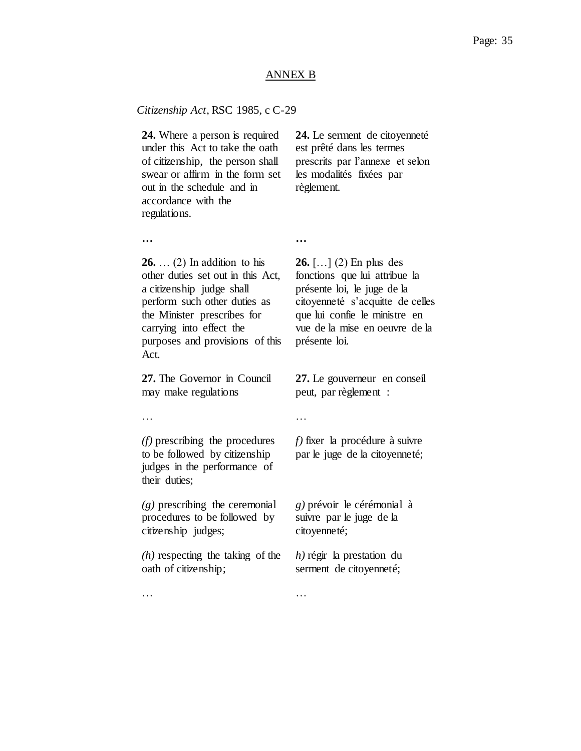## ANNEX B

*Citizenship Act*, RSC 1985, c C-29

| | |
|---|---|
| **24.** Where a person is required under this Act to take the oath of citizenship, the person shall swear or affirm in the form set out in the schedule and in accordance with the regulations. | **24.** Le serment de citoyenneté est prêté dans les termes prescrits par l'annexe et selon les modalités fixées par règlement. |
| **…** | **…** |
| **26.** … (2) In addition to his other duties set out in this Act, a citizenship judge shall perform such other duties as the Minister prescribes for carrying into effect the purposes and provisions of this Act. | **26.** […] (2) En plus des fonctions que lui attribue la présente loi, le juge de la citoyenneté s'acquitte de celles que lui confie le ministre en vue de la mise en oeuvre de la présente loi. |
| **27.** The Governor in Council may make regulations | **27.** Le gouverneur en conseil peut, par règlement : |
| … | … |
| *(f)* prescribing the procedures to be followed by citizenship judges in the performance of their duties; | *f)* fixer la procédure à suivre par le juge de la citoyenneté; |
| *(g)* prescribing the ceremonial procedures to be followed by citizenship judges; | *g)* prévoir le cérémonial à suivre par le juge de la citoyenneté; |
| *(h)* respecting the taking of the oath of citizenship; | *h)* régir la prestation du serment de citoyenneté; |
| … | … |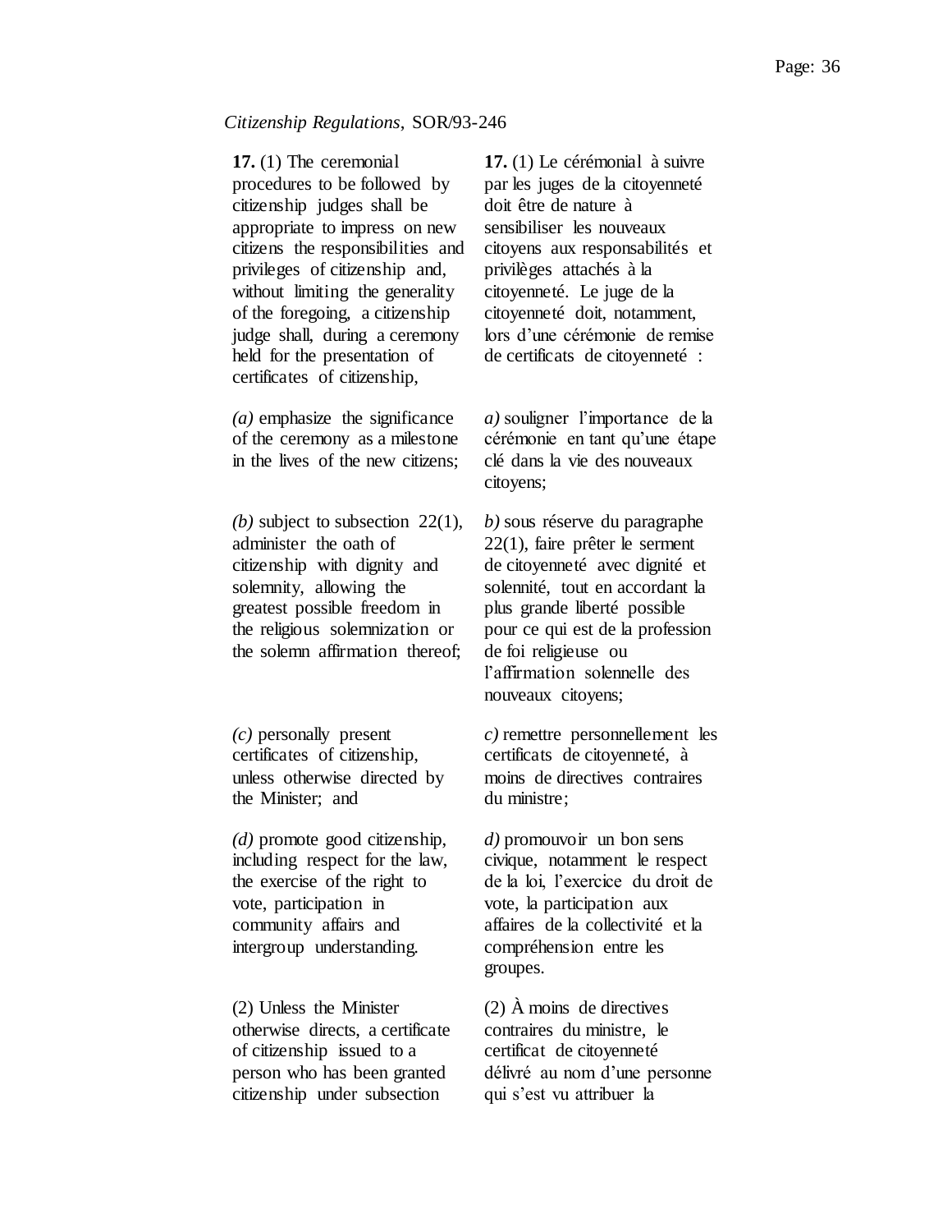*Citizenship Regulations*, SOR/93-246

**17.** (1) The ceremonial procedures to be followed by citizenship judges shall be appropriate to impress on new citizens the responsibilities and privileges of citizenship and, without limiting the generality of the foregoing, a citizenship judge shall, during a ceremony held for the presentation of certificates of citizenship,

*(a)* emphasize the significance of the ceremony as a milestone in the lives of the new citizens;

*(b)* subject to subsection 22(1), administer the oath of citizenship with dignity and solemnity, allowing the greatest possible freedom in the religious solemnization or the solemn affirmation thereof;

*(c)* personally present certificates of citizenship, unless otherwise directed by the Minister; and

*(d)* promote good citizenship, including respect for the law, the exercise of the right to vote, participation in community affairs and intergroup understanding.

(2) Unless the Minister otherwise directs, a certificate of citizenship issued to a person who has been granted citizenship under subsection

**17.** (1) Le cérémonial à suivre par les juges de la citoyenneté doit être de nature à sensibiliser les nouveaux citoyens aux responsabilités et privilèges attachés à la citoyenneté. Le juge de la citoyenneté doit, notamment, lors d'une cérémonie de remise de certificats de citoyenneté :

*a)* souligner l'importance de la cérémonie en tant qu'une étape clé dans la vie des nouveaux citoyens;

*b)* sous réserve du paragraphe 22(1), faire prêter le serment de citoyenneté avec dignité et solennité, tout en accordant la plus grande liberté possible pour ce qui est de la profession de foi religieuse ou l'affirmation solennelle des nouveaux citoyens;

*c)* remettre personnellement les certificats de citoyenneté, à moins de directives contraires du ministre;

*d)* promouvoir un bon sens civique, notamment le respect de la loi, l'exercice du droit de vote, la participation aux affaires de la collectivité et la compréhension entre les groupes.

(2) À moins de directives contraires du ministre, le certificat de citoyenneté délivré au nom d'une personne qui s'est vu attribuer la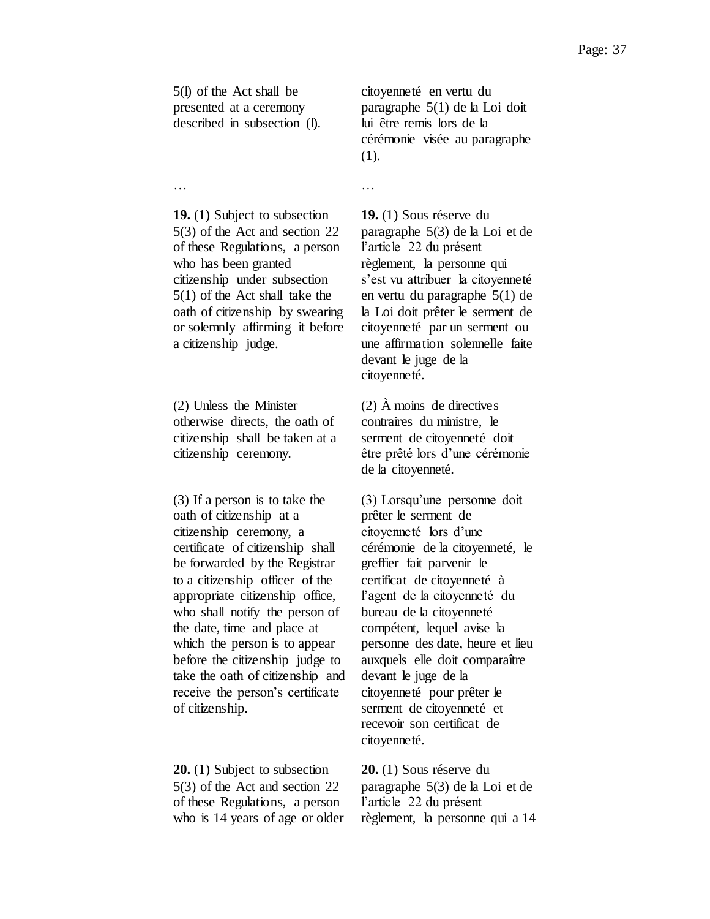| | |
|---|---|
| 5(l) of the Act shall be presented at a ceremony described in subsection (l). | citoyenneté en vertu du paragraphe 5(1) de la Loi doit lui être remis lors de la cérémonie visée au paragraphe (1). |
| … | … |
| **19.** (1) Subject to subsection 5(3) of the Act and section 22 of these Regulations, a person who has been granted citizenship under subsection 5(1) of the Act shall take the oath of citizenship by swearing or solemnly affirming it before a citizenship judge. | **19.** (1) Sous réserve du paragraphe 5(3) de la Loi et de l'article 22 du présent règlement, la personne qui s'est vu attribuer la citoyenneté en vertu du paragraphe 5(1) de la Loi doit prêter le serment de citoyenneté par un serment ou une affirmation solennelle faite devant le juge de la citoyenneté. |
| (2) Unless the Minister otherwise directs, the oath of citizenship shall be taken at a citizenship ceremony. | (2) À moins de directives contraires du ministre, le serment de citoyenneté doit être prêté lors d'une cérémonie de la citoyenneté. |
| (3) If a person is to take the oath of citizenship at a citizenship ceremony, a certificate of citizenship shall be forwarded by the Registrar to a citizenship officer of the appropriate citizenship office, who shall notify the person of the date, time and place at which the person is to appear before the citizenship judge to take the oath of citizenship and receive the person's certificate of citizenship. | (3) Lorsqu'une personne doit prêter le serment de citoyenneté lors d'une cérémonie de la citoyenneté, le greffier fait parvenir le certificat de citoyenneté à l'agent de la citoyenneté du bureau de la citoyenneté compétent, lequel avise la personne des date, heure et lieu auxquels elle doit comparaître devant le juge de la citoyenneté pour prêter le serment de citoyenneté et recevoir son certificat de citoyenneté. |
| **20.** (1) Subject to subsection 5(3) of the Act and section 22 of these Regulations, a person who is 14 years of age or older | **20.** (1) Sous réserve du paragraphe 5(3) de la Loi et de l'article 22 du présent règlement, la personne qui a 14 |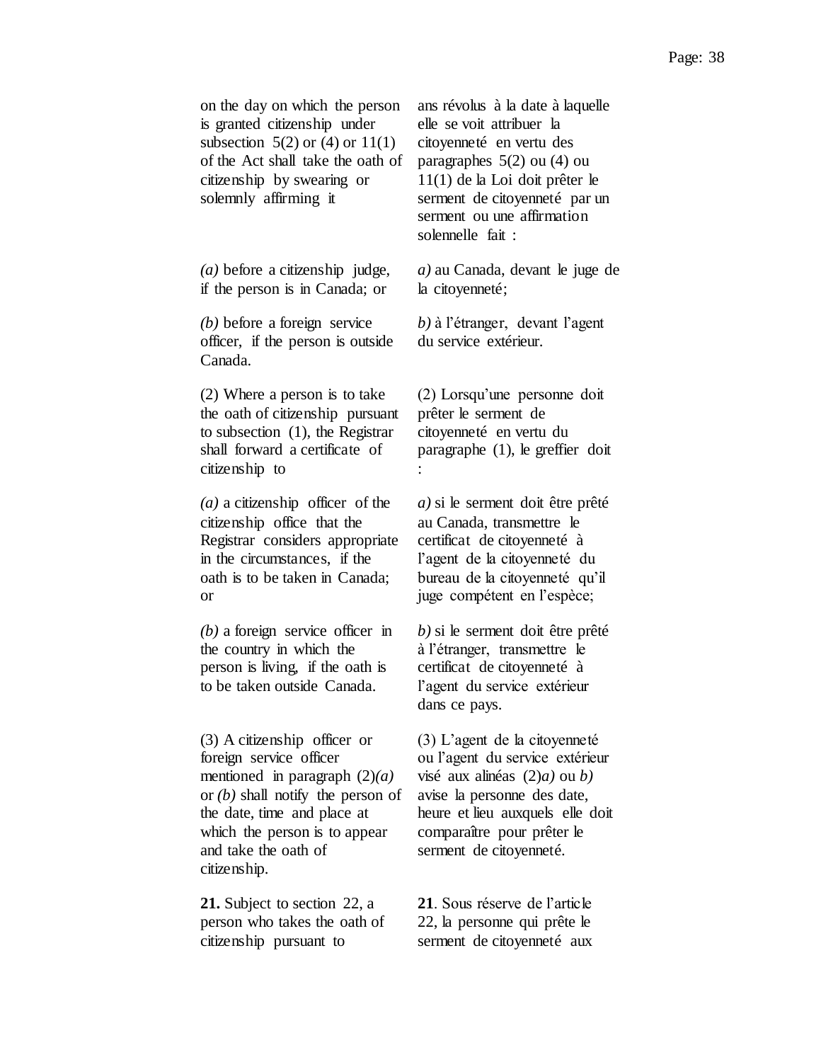| | |
|---|---|
| on the day on which the person is granted citizenship under subsection 5(2) or (4) or 11(1) of the Act shall take the oath of citizenship by swearing or solemnly affirming it | ans révolus à la date à laquelle elle se voit attribuer la citoyenneté en vertu des paragraphes 5(2) ou (4) ou 11(1) de la Loi doit prêter le serment de citoyenneté par un serment ou une affirmation solennelle fait : |
| *(a)* before a citizenship judge, if the person is in Canada; or | *a)* au Canada, devant le juge de la citoyenneté; |
| *(b)* before a foreign service officer, if the person is outside Canada. | *b)* à l'étranger, devant l'agent du service extérieur. |
| (2) Where a person is to take the oath of citizenship pursuant to subsection (1), the Registrar shall forward a certificate of citizenship to | (2) Lorsqu'une personne doit prêter le serment de citoyenneté en vertu du paragraphe (1), le greffier doit : |
| *(a)* a citizenship officer of the citizenship office that the Registrar considers appropriate in the circumstances, if the oath is to be taken in Canada; or | *a)* si le serment doit être prêté au Canada, transmettre le certificat de citoyenneté à l'agent de la citoyenneté du bureau de la citoyenneté qu'il juge compétent en l'espèce; |
| *(b)* a foreign service officer in the country in which the person is living, if the oath is to be taken outside Canada. | *b)* si le serment doit être prêté à l'étranger, transmettre le certificat de citoyenneté à l'agent du service extérieur dans ce pays. |
| (3) A citizenship officer or foreign service officer mentioned in paragraph (2)*(a)* or *(b)* shall notify the person of the date, time and place at which the person is to appear and take the oath of citizenship. | (3) L'agent de la citoyenneté ou l'agent du service extérieur visé aux alinéas (2)*a)* ou *b)* avise la personne des date, heure et lieu auxquels elle doit comparaître pour prêter le serment de citoyenneté. |
| **21.** Subject to section 22, a person who takes the oath of citizenship pursuant to | **21**. Sous réserve de l'article 22, la personne qui prête le serment de citoyenneté aux |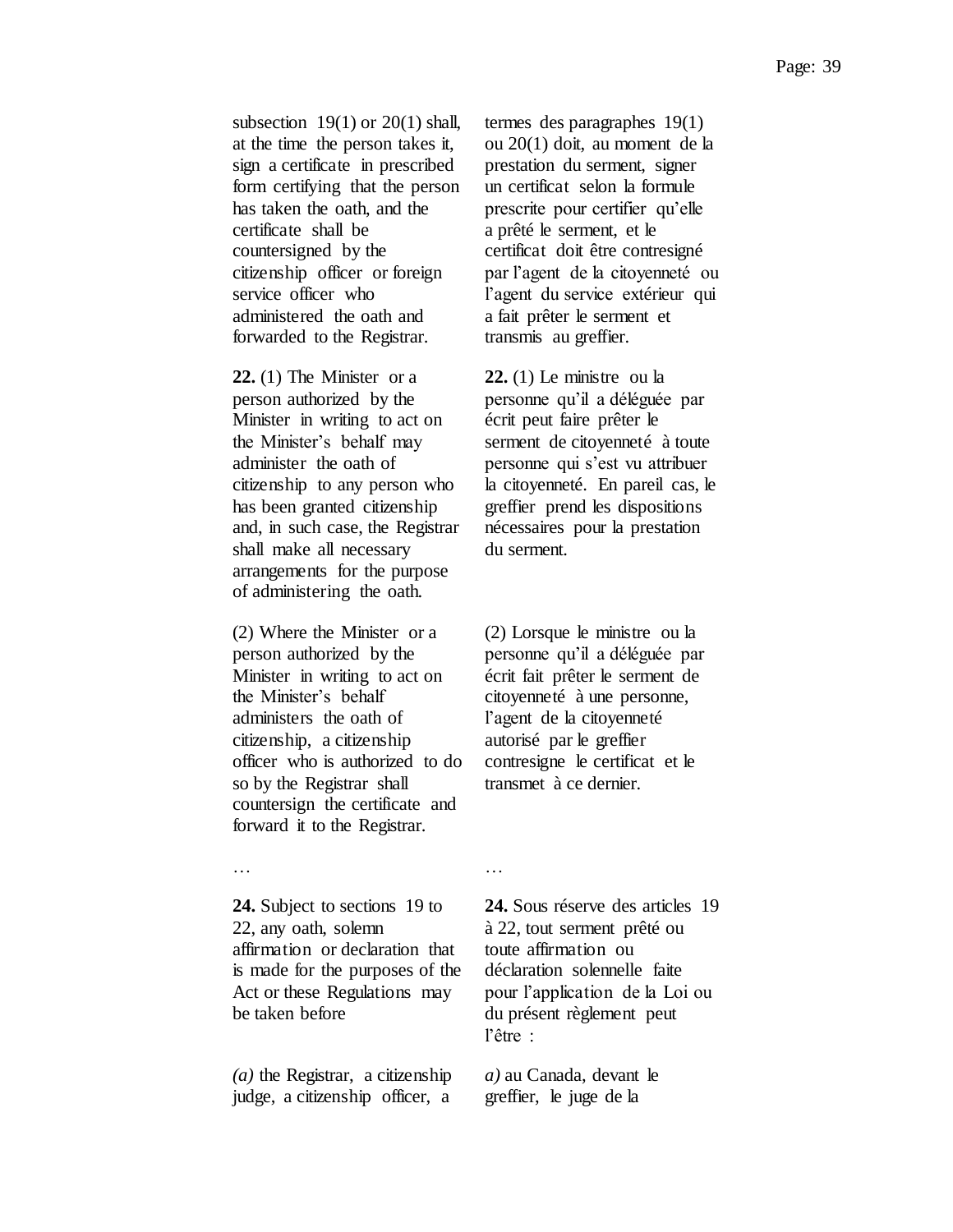subsection 19(1) or 20(1) shall, at the time the person takes it, sign a certificate in prescribed form certifying that the person has taken the oath, and the certificate shall be countersigned by the citizenship officer or foreign service officer who administered the oath and forwarded to the Registrar.

termes des paragraphes 19(1) ou 20(1) doit, au moment de la prestation du serment, signer un certificat selon la formule prescrite pour certifier qu'elle a prêté le serment, et le certificat doit être contresigné par l'agent de la citoyenneté ou l'agent du service extérieur qui a fait prêter le serment et transmis au greffier.

**22.** (1) The Minister or a person authorized by the Minister in writing to act on the Minister's behalf may administer the oath of citizenship to any person who has been granted citizenship and, in such case, the Registrar shall make all necessary arrangements for the purpose of administering the oath.

**22.** (1) Le ministre ou la personne qu'il a déléguée par écrit peut faire prêter le serment de citoyenneté à toute personne qui s'est vu attribuer la citoyenneté. En pareil cas, le greffier prend les dispositions nécessaires pour la prestation du serment.

(2) Where the Minister or a person authorized by the Minister in writing to act on the Minister's behalf administers the oath of citizenship, a citizenship officer who is authorized to do so by the Registrar shall countersign the certificate and forward it to the Registrar.

(2) Lorsque le ministre ou la personne qu'il a déléguée par écrit fait prêter le serment de citoyenneté à une personne, l'agent de la citoyenneté autorisé par le greffier contresigne le certificat et le transmet à ce dernier.

…

…

**24.** Subject to sections 19 to 22, any oath, solemn affirmation or declaration that is made for the purposes of the Act or these Regulations may be taken before

**24.** Sous réserve des articles 19 à 22, tout serment prêté ou toute affirmation ou déclaration solennelle faite pour l'application de la Loi ou du présent règlement peut l'être :

*(a)* the Registrar, a citizenship judge, a citizenship officer, a

*a)* au Canada, devant le greffier, le juge de la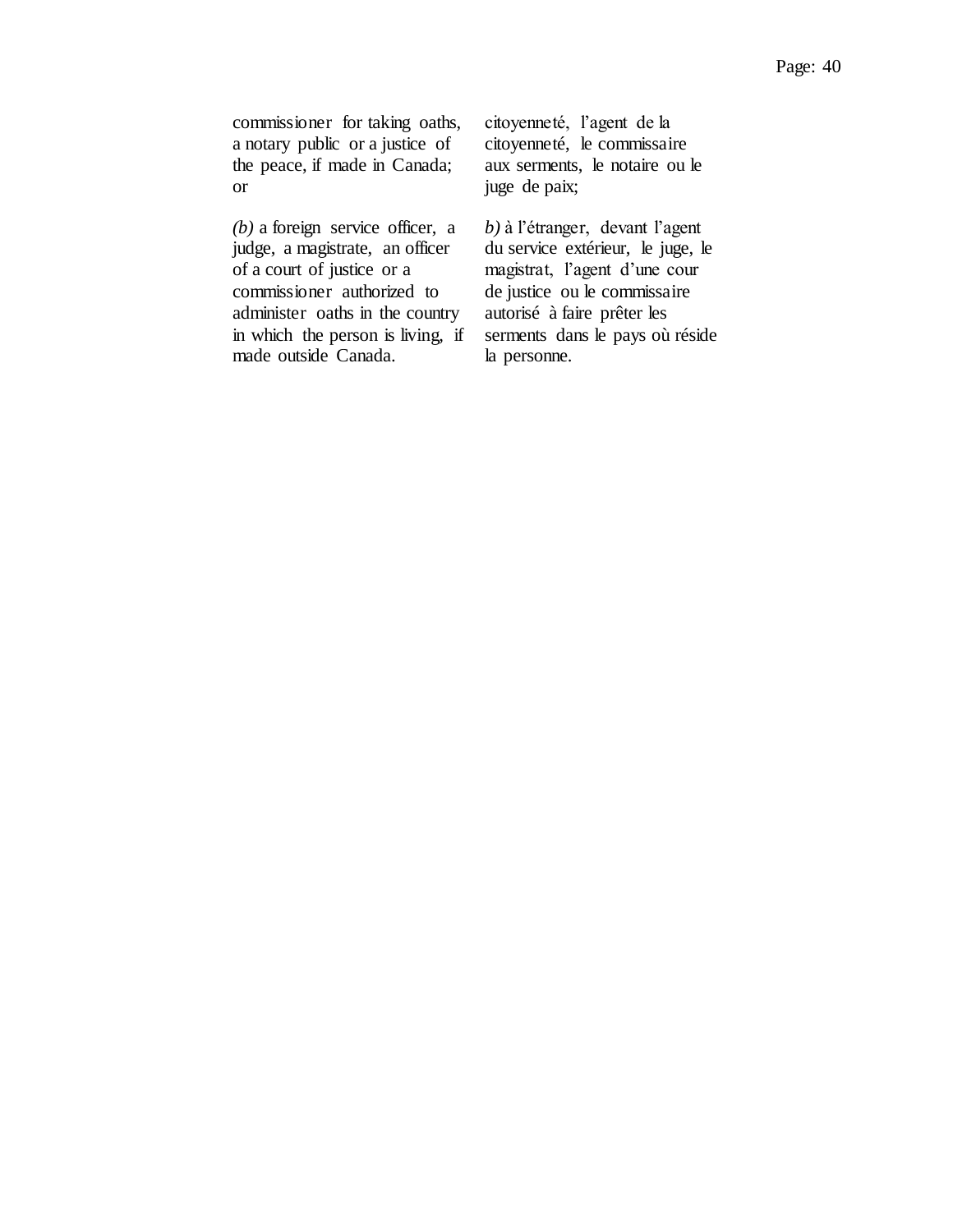| | |
|---|---|
| commissioner for taking oaths, a notary public or a justice of the peace, if made in Canada; or | citoyenneté, l'agent de la citoyenneté, le commissaire aux serments, le notaire ou le juge de paix; |
| *(b)* a foreign service officer, a judge, a magistrate, an officer of a court of justice or a commissioner authorized to administer oaths in the country in which the person is living, if made outside Canada. | *b)* à l'étranger, devant l'agent du service extérieur, le juge, le magistrat, l'agent d'une cour de justice ou le commissaire autorisé à faire prêter les serments dans le pays où réside la personne. |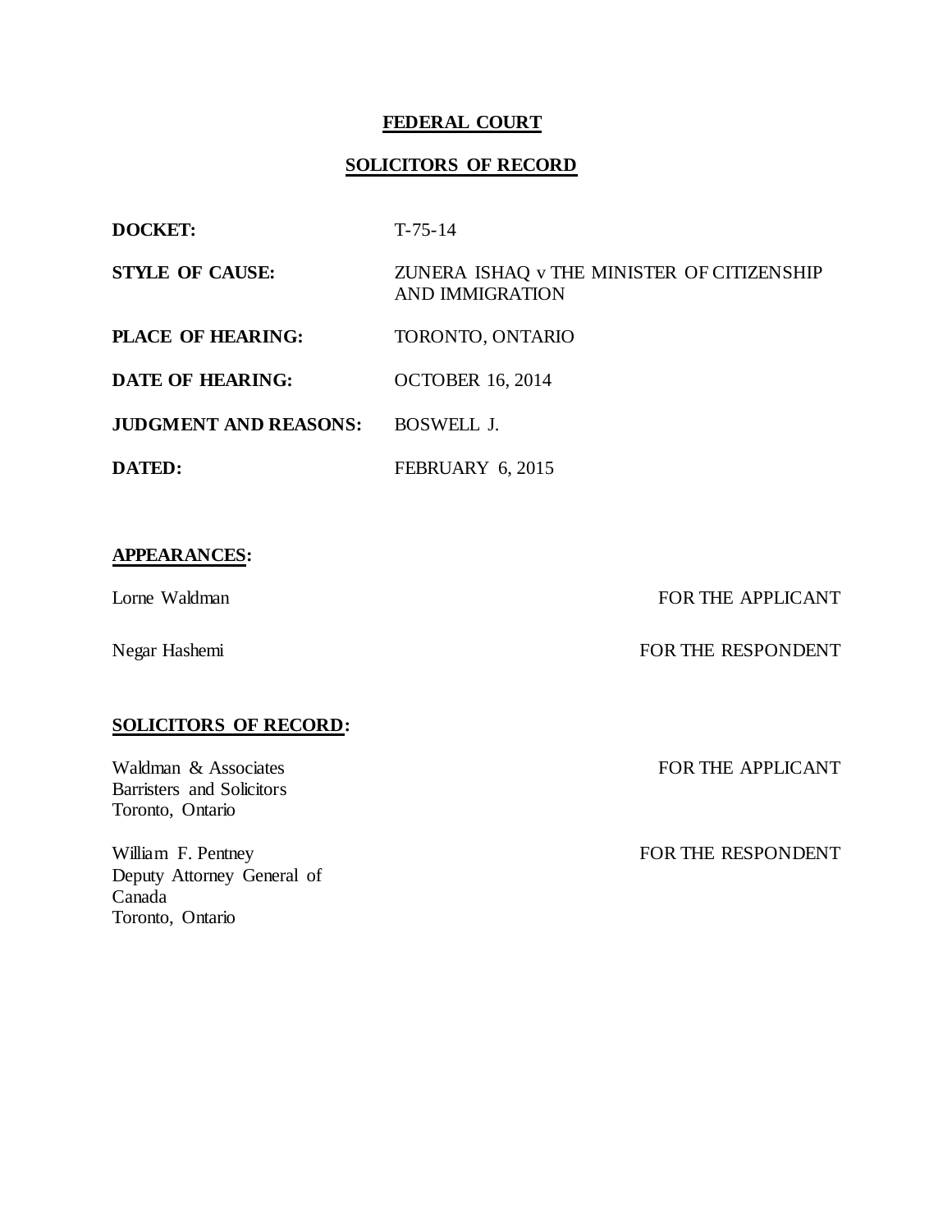**FEDERAL COURT**

**SOLICITORS OF RECORD**

| | |
|---|---|
| **DOCKET:** | T-75-14 |
| **STYLE OF CAUSE:** | ZUNERA ISHAQ v THE MINISTER OF CITIZENSHIP AND IMMIGRATION |
| **PLACE OF HEARING:** | TORONTO, ONTARIO |
| **DATE OF HEARING:** | OCTOBER 16, 2014 |
| **JUDGMENT AND REASONS:** | BOSWELL J. |
| **DATED:** | FEBRUARY 6, 2015 |

**APPEARANCES:**

| | |
|---|---|
| Lorne Waldman | FOR THE APPLICANT |
| Negar Hashemi | FOR THE RESPONDENT |

**SOLICITORS OF RECORD:**

| | |
|---|---|
| Waldman & Associates<br>Barristers and Solicitors<br>Toronto, Ontario | FOR THE APPLICANT |
| William F. Pentney<br>Deputy Attorney General of Canada<br>Toronto, Ontario | FOR THE RESPONDENT |